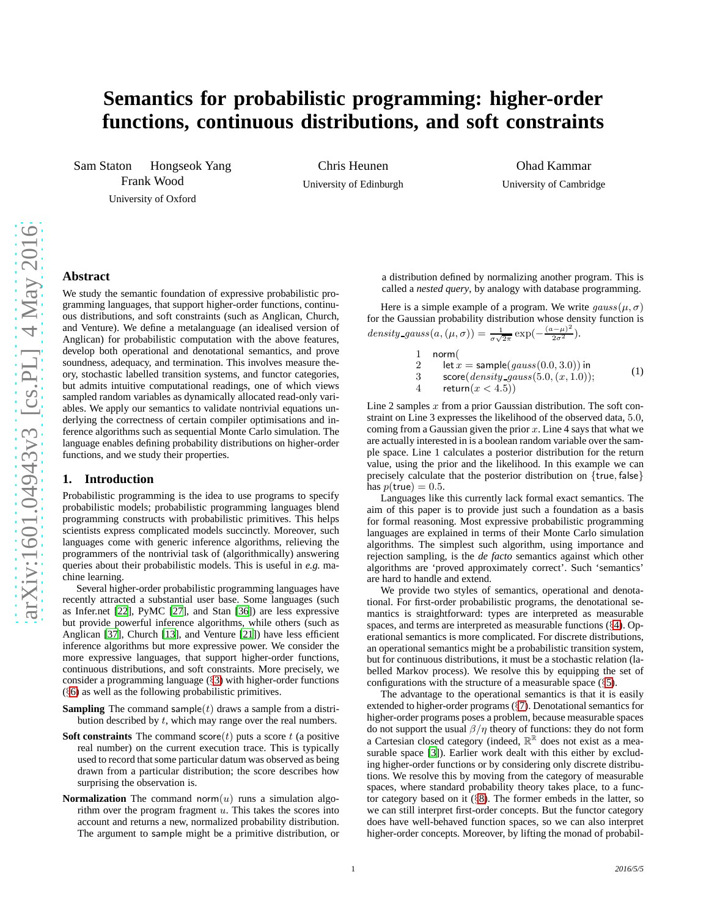# Semantics for probabilistic programming: higher-order functions, continuous distributions, and soft constraints

Sam Staton Hongseok Yang Frank Wood
University of Oxford

Chris Heunen
University of Edinburgh

Ohad Kammar
University of Cambridge

## Abstract

We study the semantic foundation of expressive probabilistic programming languages, that support higher-order functions, continuous distributions, and soft constraints (such as Anglican, Church, and Venture). We define a metalanguage (an idealised version of Anglican) for probabilistic computation with the above features, develop both operational and denotational semantics, and prove soundness, adequacy, and termination. This involves measure theory, stochastic labelled transition systems, and functor categories, but admits intuitive computational readings, one of which views sampled random variables as dynamically allocated read-only variables. We apply our semantics to validate nontrivial equations underlying the correctness of certain compiler optimisations and inference algorithms such as sequential Monte Carlo simulation. The language enables defining probability distributions on higher-order functions, and we study their properties.

## 1. Introduction

Probabilistic programming is the idea to use programs to specify probabilistic models; probabilistic programming languages blend programming constructs with probabilistic primitives. This helps scientists express complicated models succinctly. Moreover, such languages come with generic inference algorithms, relieving the programmers of the nontrivial task of (algorithmically) answering queries about their probabilistic models. This is useful in *e.g.* machine learning.

Several higher-order probabilistic programming languages have recently attracted a substantial user base. Some languages (such as Infer.net [22], PyMC [27], and Stan [36]) are less expressive but provide powerful inference algorithms, while others (such as Anglican [37], Church [13], and Venture [21]) have less efficient inference algorithms but more expressive power. We consider the more expressive languages, that support higher-order functions, continuous distributions, and soft constraints. More precisely, we consider a programming language (§3) with higher-order functions (§6) as well as the following probabilistic primitives.

**Sampling** The command $\mathsf{sample}(t)$ draws a sample from a distribution described by $t$, which may range over the real numbers.

**Soft constraints** The command $\mathsf{score}(t)$ puts a score $t$ (a positive real number) on the current execution trace. This is typically used to record that some particular datum was observed as being drawn from a particular distribution; the score describes how surprising the observation is.

**Normalization** The command $\mathsf{norm}(u)$ runs a simulation algorithm over the program fragment $u$. This takes the scores into account and returns a new, normalized probability distribution. The argument to $\mathsf{sample}$ might be a primitive distribution, or a distribution defined by normalizing another program. This is called a *nested query*, by analogy with database programming.

Here is a simple example of a program. We write $gauss(\mu, \sigma)$ for the Gaussian probability distribution whose density function is $density\_gauss(a, (\mu, \sigma)) = \frac{1}{\sigma\sqrt{2\pi}} \exp(-\frac{(a-\mu)^2}{2\sigma^2})$.

$$
\begin{array}{ll}
1 & \mathsf{norm}( \\
2 & \quad \mathsf{let}\ x = \mathsf{sample}(gauss(0.0, 3.0))\ \mathsf{in} \\
3 & \quad \mathsf{score}(density\_gauss(5.0, (x, 1.0))); \\
4 & \quad \mathsf{return}(x < 4.5))
\end{array}
\qquad (1)
$$

Line 2 samples $x$ from a prior Gaussian distribution. The soft constraint on Line 3 expresses the likelihood of the observed data, 5.0, coming from a Gaussian given the prior $x$. Line 4 says that what we are actually interested in is a boolean random variable over the sample space. Line 1 calculates a posterior distribution for the return value, using the prior and the likelihood. In this example we can precisely calculate that the posterior distribution on $\{\mathsf{true}, \mathsf{false}\}$ has $p(\mathsf{true}) = 0.5$.

Languages like this currently lack formal exact semantics. The aim of this paper is to provide just such a foundation as a basis for formal reasoning. Most expressive probabilistic programming languages are explained in terms of their Monte Carlo simulation algorithms. The simplest such algorithm, using importance and rejection sampling, is the *de facto* semantics against which other algorithms are 'proved approximately correct'. Such 'semantics' are hard to handle and extend.

We provide two styles of semantics, operational and denotational. For first-order probabilistic programs, the denotational semantics is straightforward: types are interpreted as measurable spaces, and terms are interpreted as measurable functions (§4). Operational semantics is more complicated. For discrete distributions, an operational semantics might be a probabilistic transition system, but for continuous distributions, it must be a stochastic relation (labelled Markov process). We resolve this by equipping the set of configurations with the structure of a measurable space (§5).

The advantage to the operational semantics is that it is easily extended to higher-order programs (§7). Denotational semantics for higher-order programs poses a problem, because measurable spaces do not support the usual $\beta/\eta$ theory of functions: they do not form a Cartesian closed category (indeed, $\mathbb{R}^{\mathbb{R}}$ does not exist as a measurable space [3]). Earlier work dealt with this either by excluding higher-order functions or by considering only discrete distributions. We resolve this by moving from the category of measurable spaces, where standard probability theory takes place, to a functor category based on it (§8). The former embeds in the latter, so we can still interpret first-order concepts. But the functor category does have well-behaved function spaces, so we can also interpret higher-order concepts. Moreover, by lifting the monad of probabil-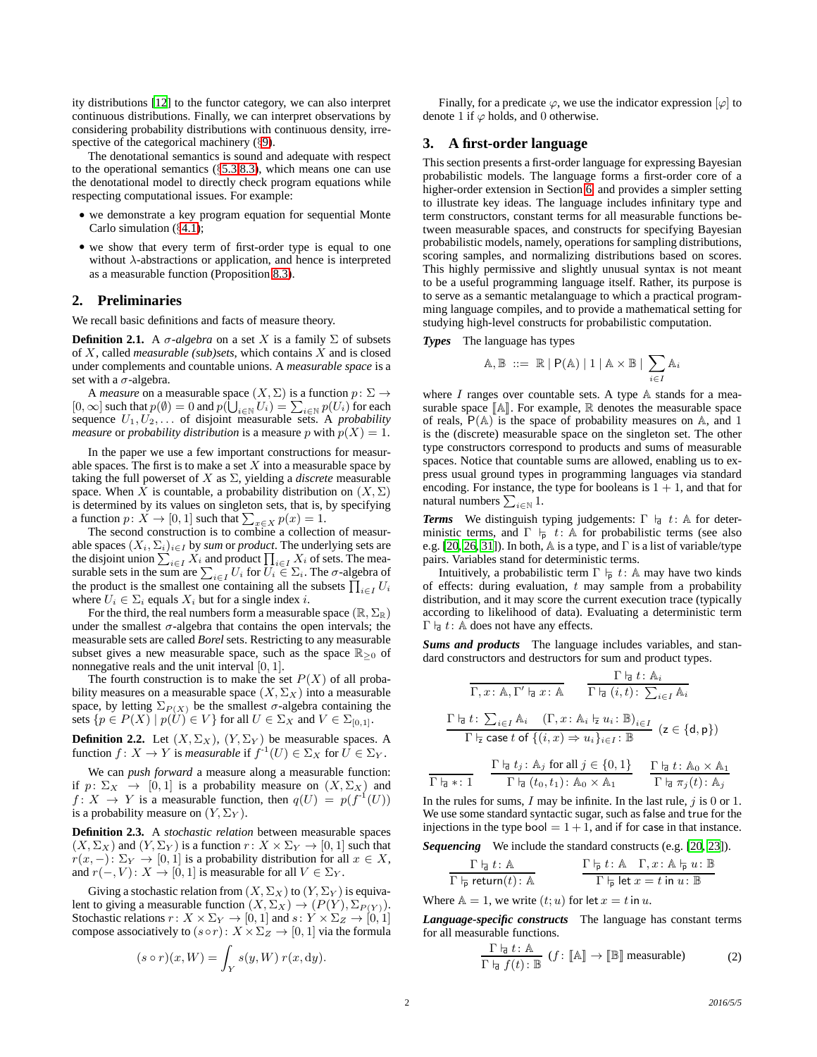ity distributions [12] to the functor category, we can also interpret continuous distributions. Finally, we can interpret observations by considering probability distributions with continuous density, irrespective of the categorical machinery (§9).

The denotational semantics is sound and adequate with respect to the operational semantics (§5.3,8.3), which means one can use the denotational model to directly check program equations while respecting computational issues. For example:

- we demonstrate a key program equation for sequential Monte Carlo simulation (§4.1);
- we show that every term of first-order type is equal to one without $\lambda$-abstractions or application, and hence is interpreted as a measurable function (Proposition 8.3).

## 2. Preliminaries

We recall basic definitions and facts of measure theory.

**Definition 2.1.** A *$\sigma$-algebra* on a set $X$ is a family $\Sigma$ of subsets of $X$, called *measurable (sub)sets*, which contains $X$ and is closed under complements and countable unions. A *measurable space* is a set with a $\sigma$-algebra.

A *measure* on a measurable space $(X, \Sigma)$ is a function $p \colon \Sigma \to [0, \infty]$ such that $p(\emptyset) = 0$ and $p(\bigcup_{i \in \mathbb{N}} U_i) = \sum_{i \in \mathbb{N}} p(U_i)$ for each sequence $U_1, U_2, \ldots$ of disjoint measurable sets. A *probability measure* or *probability distribution* is a measure $p$ with $p(X) = 1$.

In the paper we use a few important constructions for measurable spaces. The first is to make a set $X$ into a measurable space by taking the full powerset of $X$ as $\Sigma$, yielding a *discrete* measurable space. When $X$ is countable, a probability distribution on $(X, \Sigma)$ is determined by its values on singleton sets, that is, by specifying a function $p \colon X \to [0, 1]$ such that $\sum_{x \in X} p(x) = 1$.

The second construction is to combine a collection of measurable spaces $(X_i, \Sigma_i)_{i \in I}$ by *sum* or *product*. The underlying sets are the disjoint union $\sum_{i \in I} X_i$ and product $\prod_{i \in I} X_i$ of sets. The measurable sets in the sum are $\sum_{i \in I} U_i$ for $U_i \in \Sigma_i$. The $\sigma$-algebra of the product is the smallest one containing all the subsets $\prod_{i \in I} U_i$ where $U_i \in \Sigma_i$ equals $X_i$ but for a single index $i$.

For the third, the real numbers form a measurable space $(\mathbb{R}, \Sigma_{\mathbb{R}})$ under the smallest $\sigma$-algebra that contains the open intervals; the measurable sets are called *Borel* sets. Restricting to any measurable subset gives a new measurable space, such as the space $\mathbb{R}_{\geq 0}$ of nonnegative reals and the unit interval $[0, 1]$.

The fourth construction is to make the set $P(X)$ of all probability measures on a measurable space $(X, \Sigma_X)$ into a measurable space, by letting $\Sigma_{P(X)}$ be the smallest $\sigma$-algebra containing the sets $\{p \in P(X) \mid p(U) \in V\}$ for all $U \in \Sigma_X$ and $V \in \Sigma_{[0,1]}$.

**Definition 2.2.** Let $(X, \Sigma_X)$, $(Y, \Sigma_Y)$ be measurable spaces. A function $f \colon X \to Y$ is *measurable* if $f^{-1}(U) \in \Sigma_X$ for $U \in \Sigma_Y$.

We can *push forward* a measure along a measurable function: if $p \colon \Sigma_X \to [0, 1]$ is a probability measure on $(X, \Sigma_X)$ and $f \colon X \to Y$ is a measurable function, then $q(U) = p(f^{-1}(U))$ is a probability measure on $(Y, \Sigma_Y)$.

**Definition 2.3.** A *stochastic relation* between measurable spaces $(X, \Sigma_X)$ and $(Y, \Sigma_Y)$ is a function $r \colon X \times \Sigma_Y \to [0, 1]$ such that $r(x, -) \colon \Sigma_Y \to [0, 1]$ is a probability distribution for all $x \in X$, and $r(-, V) \colon X \to [0, 1]$ is measurable for all $V \in \Sigma_Y$.

Giving a stochastic relation from $(X, \Sigma_X)$ to $(Y, \Sigma_Y)$ is equivalent to giving a measurable function $(X, \Sigma_X) \to (P(Y), \Sigma_{P(Y)})$. Stochastic relations $r \colon X \times \Sigma_Y \to [0, 1]$ and $s \colon Y \times \Sigma_Z \to [0, 1]$ compose associatively to $(s \circ r) \colon X \times \Sigma_Z \to [0, 1]$ via the formula

$$(s \circ r)(x, W) = \int_Y s(y, W)\, r(x, \mathrm{d}y).$$

Finally, for a predicate $\varphi$, we use the indicator expression $[\varphi]$ to denote 1 if $\varphi$ holds, and 0 otherwise.

## 3. A first-order language

This section presents a first-order language for expressing Bayesian probabilistic models. The language forms a first-order core of a higher-order extension in Section 6, and provides a simpler setting to illustrate key ideas. The language includes infinitary type and term constructors, constant terms for all measurable functions between measurable spaces, and constructs for specifying Bayesian probabilistic models, namely, operations for sampling distributions, scoring samples, and normalizing distributions based on scores. This highly permissive and slightly unusual syntax is not meant to be a useful programming language itself. Rather, its purpose is to serve as a semantic metalanguage to which a practical programming language compiles, and to provide a mathematical setting for studying high-level constructs for probabilistic computation.

***Types*** The language has types

$$\mathbb{A}, \mathbb{B} \ ::= \ \mathbb{R} \mid \mathsf{P}(\mathbb{A}) \mid 1 \mid \mathbb{A} \times \mathbb{B} \mid \sum_{i \in I} \mathbb{A}_i$$

where $I$ ranges over countable sets. A type $\mathbb{A}$ stands for a measurable space $[\![\mathbb{A}]\!]$. For example, $\mathbb{R}$ denotes the measurable space of reals, $\mathsf{P}(\mathbb{A})$ is the space of probability measures on $\mathbb{A}$, and $1$ is the (discrete) measurable space on the singleton set. The other type constructors correspond to products and sums of measurable spaces. Notice that countable sums are allowed, enabling us to express usual ground types in programming languages via standard encoding. For instance, the type for booleans is $1 + 1$, and that for natural numbers $\sum_{i \in \mathbb{N}} 1$.

***Terms*** We distinguish typing judgements: $\Gamma \vdash_{\mathsf{d}} t \colon \mathbb{A}$ for deterministic terms, and $\Gamma \vdash_{\mathsf{p}} t \colon \mathbb{A}$ for probabilistic terms (see also e.g. [20, 26, 31]). In both, $\mathbb{A}$ is a type, and $\Gamma$ is a list of variable/type pairs. Variables stand for deterministic terms.

Intuitively, a probabilistic term $\Gamma \vdash_{\mathsf{p}} t \colon \mathbb{A}$ may have two kinds of effects: during evaluation, $t$ may sample from a probability distribution, and it may score the current execution trace (typically according to likelihood of data). Evaluating a deterministic term $\Gamma \vdash_{\mathsf{d}} t \colon \mathbb{A}$ does not have any effects.

***Sums and products*** The language includes variables, and standard constructors and destructors for sum and product types.

$$\frac{}{\Gamma, x \colon \mathbb{A}, \Gamma' \vdash_{\mathsf{d}} x \colon \mathbb{A}} \qquad \frac{\Gamma \vdash_{\mathsf{d}} t \colon \mathbb{A}_i}{\Gamma \vdash_{\mathsf{d}} (i, t) \colon \sum_{i \in I} \mathbb{A}_i}$$

$$\frac{\Gamma \vdash_{\mathsf{d}} t \colon \sum_{i \in I} \mathbb{A}_i \quad (\Gamma, x \colon \mathbb{A}_i \vdash_{\mathsf{z}} u_i \colon \mathbb{B})_{i \in I}}{\Gamma \vdash_{\mathsf{z}} \mathsf{case}\ t\ \mathsf{of}\ \{(i, x) \Rightarrow u_i\}_{i \in I} \colon \mathbb{B}} \ (\mathsf{z} \in \{\mathsf{d}, \mathsf{p}\})$$

$$\frac{}{\Gamma \vdash_{\mathsf{d}} * \colon 1} \qquad \frac{\Gamma \vdash_{\mathsf{d}} t_j \colon \mathbb{A}_j \text{ for all } j \in \{0, 1\}}{\Gamma \vdash_{\mathsf{d}} (t_0, t_1) \colon \mathbb{A}_0 \times \mathbb{A}_1} \qquad \frac{\Gamma \vdash_{\mathsf{d}} t \colon \mathbb{A}_0 \times \mathbb{A}_1}{\Gamma \vdash_{\mathsf{d}} \pi_j(t) \colon \mathbb{A}_j}$$

In the rules for sums, $I$ may be infinite. In the last rule, $j$ is 0 or 1. We use some standard syntactic sugar, such as $\mathsf{false}$ and $\mathsf{true}$ for the injections in the type $\mathsf{bool} = 1 + 1$, and $\mathsf{if}$ for $\mathsf{case}$ in that instance.

***Sequencing*** We include the standard constructs (e.g. [20, 23]).

$$\frac{\Gamma \vdash_{\mathsf{d}} t \colon \mathbb{A}}{\Gamma \vdash_{\mathsf{p}} \mathsf{return}(t) \colon \mathbb{A}} \qquad \frac{\Gamma \vdash_{\mathsf{p}} t \colon \mathbb{A} \quad \Gamma, x \colon \mathbb{A} \vdash_{\mathsf{p}} u \colon \mathbb{B}}{\Gamma \vdash_{\mathsf{p}} \mathsf{let}\ x = t\ \mathsf{in}\ u \colon \mathbb{B}}$$

Where $\mathbb{A} = 1$, we write $(t; u)$ for $\mathsf{let}\ x = t\ \mathsf{in}\ u$.

***Language-specific constructs*** The language has constant terms for all measurable functions.

$$\frac{\Gamma \vdash_{\mathsf{d}} t \colon \mathbb{A}}{\Gamma \vdash_{\mathsf{d}} f(t) \colon \mathbb{B}} \ (f \colon [\![\mathbb{A}]\!] \to [\![\mathbb{B}]\!] \text{ measurable}) \tag{2}$$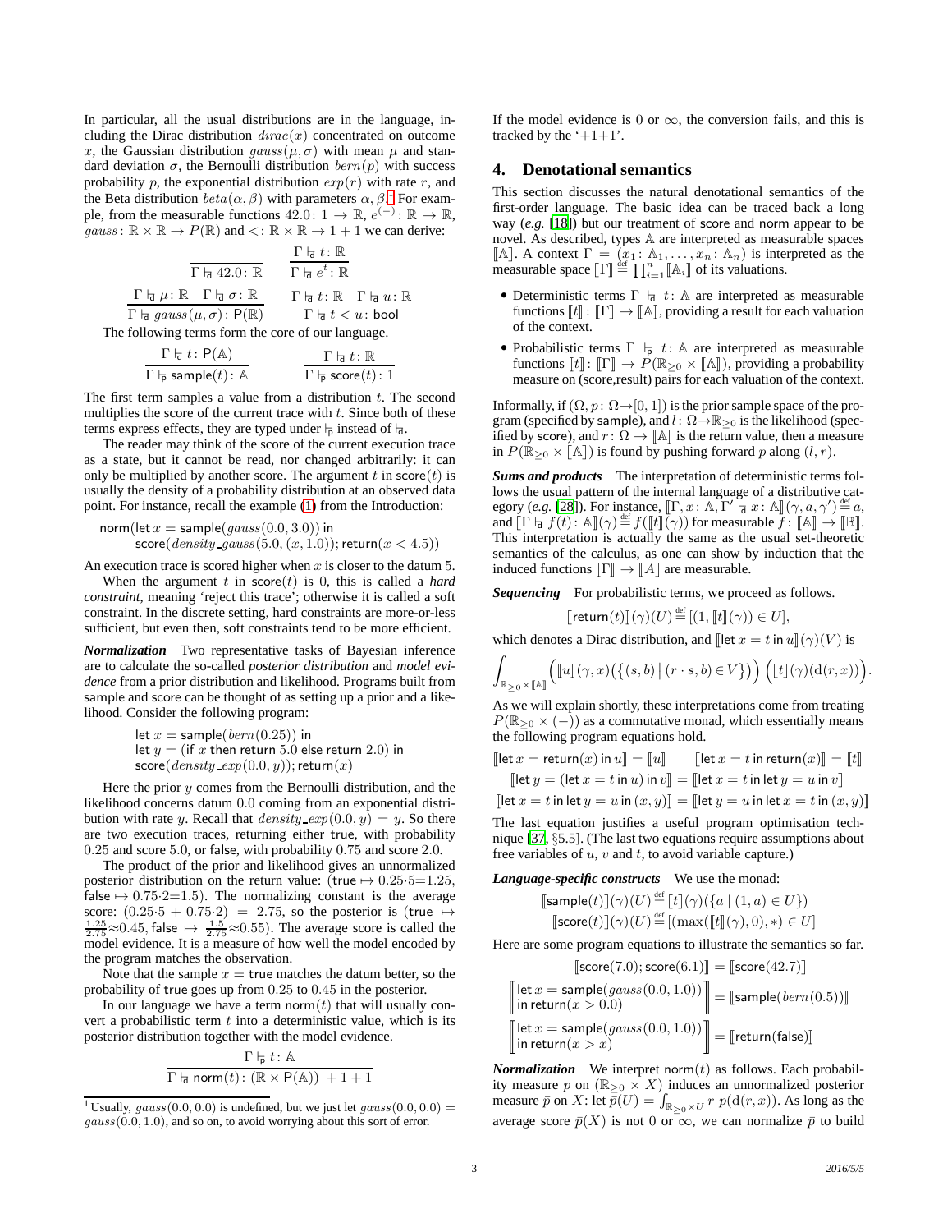In particular, all the usual distributions are in the language, including the Dirac distribution $dirac(x)$ concentrated on outcome $x$, the Gaussian distribution $gauss(\mu, \sigma)$ with mean $\mu$ and standard deviation $\sigma$, the Bernoulli distribution $bern(p)$ with success probability $p$, the exponential distribution $exp(r)$ with rate $r$, and the Beta distribution $beta(\alpha, \beta)$ with parameters $\alpha, \beta$.[1] For example, from the measurable functions $42.0 \colon 1 \to \mathbb{R}$, $e^{(-)} \colon \mathbb{R} \to \mathbb{R}$, $gauss \colon \mathbb{R} \times \mathbb{R} \to P(\mathbb{R})$ and $< \colon \mathbb{R} \times \mathbb{R} \to 1+1$ we can derive:

$$\frac{}{\Gamma \vDash_{\mathsf{d}} 42.0 \colon \mathbb{R}} \qquad \frac{\Gamma \vDash_{\mathsf{d}} t \colon \mathbb{R}}{\Gamma \vDash_{\mathsf{d}} e^t \colon \mathbb{R}}$$

$$\frac{\Gamma \vDash_{\mathsf{d}} \mu \colon \mathbb{R} \quad \Gamma \vDash_{\mathsf{d}} \sigma \colon \mathbb{R}}{\Gamma \vDash_{\mathsf{d}} gauss(\mu, \sigma) \colon \mathsf{P}(\mathbb{R})} \qquad \frac{\Gamma \vDash_{\mathsf{d}} t \colon \mathbb{R} \quad \Gamma \vDash_{\mathsf{d}} u \colon \mathbb{R}}{\Gamma \vDash_{\mathsf{d}} t < u \colon \mathsf{bool}}$$

The following terms form the core of our language.

$$\frac{\Gamma \vDash_{\mathsf{d}} t \colon \mathsf{P}(\mathbb{A})}{\Gamma \vDash_{\mathsf{p}} \mathsf{sample}(t) \colon \mathbb{A}} \qquad \frac{\Gamma \vDash_{\mathsf{d}} t \colon \mathbb{R}}{\Gamma \vDash_{\mathsf{p}} \mathsf{score}(t) \colon 1}$$

The first term samples a value from a distribution $t$. The second multiplies the score of the current trace with $t$. Since both of these terms express effects, they are typed under $\vDash_{\mathsf{p}}$ instead of $\vDash_{\mathsf{d}}$.

The reader may think of the score of the current execution trace as a state, but it cannot be read, nor changed arbitrarily: it can only be multiplied by another score. The argument $t$ in $\mathsf{score}(t)$ is usually the density of a probability distribution at an observed data point. For instance, recall the example (1) from the Introduction:

$$\begin{aligned}&\mathsf{norm}(\mathsf{let}\ x = \mathsf{sample}(gauss(0.0, 3.0))\ \mathsf{in}\\ &\qquad \mathsf{score}(density\_gauss(5.0, (x, 1.0)); \mathsf{return}(x < 4.5))\end{aligned}$$

An execution trace is scored higher when $x$ is closer to the datum 5.

When the argument $t$ in $\mathsf{score}(t)$ is 0, this is called a *hard constraint*, meaning 'reject this trace'; otherwise it is called a soft constraint. In the discrete setting, hard constraints are more-or-less sufficient, but even then, soft constraints tend to be more efficient.

***Normalization*** Two representative tasks of Bayesian inference are to calculate the so-called *posterior distribution* and *model evidence* from a prior distribution and likelihood. Programs built from sample and score can be thought of as setting up a prior and a likelihood. Consider the following program:

$$\begin{aligned}&\mathsf{let}\ x = \mathsf{sample}(bern(0.25))\ \mathsf{in}\\ &\mathsf{let}\ y = (\mathsf{if}\ x\ \mathsf{then\ return}\ 5.0\ \mathsf{else\ return}\ 2.0)\ \mathsf{in}\\ &\mathsf{score}(density\_exp(0.0, y)); \mathsf{return}(x)\end{aligned}$$

Here the prior $y$ comes from the Bernoulli distribution, and the likelihood concerns datum 0.0 coming from an exponential distribution with rate $y$. Recall that $density\_exp(0.0, y) = y$. So there are two execution traces, returning either true, with probability 0.25 and score 5.0, or false, with probability 0.75 and score 2.0.

The product of the prior and likelihood gives an unnormalized posterior distribution on the return value: ($\mathsf{true} \mapsto 0.25{\cdot}5{=}1.25$, $\mathsf{false} \mapsto 0.75{\cdot}2{=}1.5$). The normalizing constant is the average score: $(0.25 \cdot 5 + 0.75 \cdot 2) = 2.75$, so the posterior is ($\mathsf{true} \mapsto \frac{1.25}{2.75} {\approx} 0.45$, $\mathsf{false} \mapsto \frac{1.5}{2.75} {\approx} 0.55$). The average score is called the model evidence. It is a measure of how well the model encoded by the program matches the observation.

Note that the sample $x = \mathsf{true}$ matches the datum better, so the probability of true goes up from 0.25 to 0.45 in the posterior.

In our language we have a term $\mathsf{norm}(t)$ that will usually convert a probabilistic term $t$ into a deterministic value, which is its posterior distribution together with the model evidence.

$$\frac{\Gamma \vDash_{\mathsf{p}} t \colon \mathbb{A}}{\Gamma \vDash_{\mathsf{d}} \mathsf{norm}(t) \colon (\mathbb{R} \times \mathsf{P}(\mathbb{A}))\ +1+1}$$

[1] Usually, $gauss(0.0, 0.0)$ is undefined, but we just let $gauss(0.0, 0.0) = gauss(0.0, 1.0)$, and so on, to avoid worrying about this sort of error.

If the model evidence is 0 or $\infty$, the conversion fails, and this is tracked by the '$+1+1$'.

## 4. Denotational semantics

This section discusses the natural denotational semantics of the first-order language. The basic idea can be traced back a long way (*e.g.* [18]) but our treatment of score and norm appear to be novel. As described, types $\mathbb{A}$ are interpreted as measurable spaces $[\![\mathbb{A}]\!]$. A context $\Gamma = (x_1 \colon \mathbb{A}_1, \ldots, x_n \colon \mathbb{A}_n)$ is interpreted as the measurable space $[\![\Gamma]\!] \stackrel{\text{def}}{=} \prod_{i=1}^n [\![\mathbb{A}_i]\!]$ of its valuations.

- Deterministic terms $\Gamma \vDash_{\mathsf{d}} t \colon \mathbb{A}$ are interpreted as measurable functions $[\![t]\!] \colon [\![\Gamma]\!] \to [\![\mathbb{A}]\!]$, providing a result for each valuation of the context.
- Probabilistic terms $\Gamma \vDash_{\mathsf{p}} t \colon \mathbb{A}$ are interpreted as measurable functions $[\![t]\!] \colon [\![\Gamma]\!] \to P(\mathbb{R}_{\geq 0} \times [\![\mathbb{A}]\!])$, providing a probability measure on (score,result) pairs for each valuation of the context.

Informally, if $(\Omega, p \colon \Omega {\to} [0, 1])$ is the prior sample space of the program (specified by sample), and $l \colon \Omega {\to} \mathbb{R}_{\geq 0}$ is the likelihood (specified by score), and $r \colon \Omega \to [\![\mathbb{A}]\!]$ is the return value, then a measure in $P(\mathbb{R}_{\geq 0} \times [\![\mathbb{A}]\!])$ is found by pushing forward $p$ along $(l, r)$.

***Sums and products*** The interpretation of deterministic terms follows the usual pattern of the internal language of a distributive category (*e.g.* [28]). For instance, $[\![\Gamma, x \colon \mathbb{A}, \Gamma' \vDash_{\mathsf{d}} x \colon \mathbb{A}]\!](\gamma, a, \gamma') \stackrel{\text{def}}{=} a$, and $[\![\Gamma \vDash_{\mathsf{d}} f(t) \colon \mathbb{A}]\!](\gamma) \stackrel{\text{def}}{=} f([\![t]\!](\gamma))$ for measurable $f \colon [\![\mathbb{A}]\!] \to [\![\mathbb{B}]\!]$. This interpretation is actually the same as the usual set-theoretic semantics of the calculus, as one can show by induction that the induced functions $[\![\Gamma]\!] \to [\![A]\!]$ are measurable.

***Sequencing*** For probabilistic terms, we proceed as follows.

$$[\![\mathsf{return}(t)]\!](\gamma)(U) \stackrel{\text{def}}{=} [(1, [\![t]\!](\gamma)) \in U],$$

which denotes a Dirac distribution, and $[\![\mathsf{let}\ x = t\ \mathsf{in}\ u]\!](\gamma)(V)$ is

$$\int_{\mathbb{R}_{\geq 0} \times [\![\mathbb{A}]\!]} \Big( [\![u]\!](\gamma, x)(\{(s, b) \mid (r \cdot s, b) \in V\}) \Big) \Big( [\![t]\!](\gamma)(\mathrm{d}(r, x)) \Big).$$

As we will explain shortly, these interpretations come from treating $P(\mathbb{R}_{\geq 0} \times (-))$ as a commutative monad, which essentially means the following program equations hold.

$$[\![\mathsf{let}\ x = \mathsf{return}(x)\ \mathsf{in}\ u]\!] = [\![u]\!] \qquad [\![\mathsf{let}\ x = t\ \mathsf{in}\ \mathsf{return}(x)]\!] = [\![t]\!]$$

$$[\![\mathsf{let}\ y = (\mathsf{let}\ x = t\ \mathsf{in}\ u)\ \mathsf{in}\ v]\!] = [\![\mathsf{let}\ x = t\ \mathsf{in}\ \mathsf{let}\ y = u\ \mathsf{in}\ v]\!]$$

$$[\![\mathsf{let}\ x = t\ \mathsf{in}\ \mathsf{let}\ y = u\ \mathsf{in}\ (x, y)]\!] = [\![\mathsf{let}\ y = u\ \mathsf{in}\ \mathsf{let}\ x = t\ \mathsf{in}\ (x, y)]\!]$$

The last equation justifies a useful program optimisation technique [37, §5.5]. (The last two equations require assumptions about free variables of $u$, $v$ and $t$, to avoid variable capture.)

***Language-specific constructs*** We use the monad:

$$[\![\mathsf{sample}(t)]\!](\gamma)(U) \stackrel{\text{def}}{=} [\![t]\!](\gamma)(\{a \mid (1, a) \in U\})$$

$$[\![\mathsf{score}(t)]\!](\gamma)(U) \stackrel{\text{def}}{=} [(\max([\![t]\!](\gamma), 0), *) \in U]$$

Here are some program equations to illustrate the semantics so far.

$$[\![\mathsf{score}(7.0); \mathsf{score}(6.1)]\!] = [\![\mathsf{score}(42.7)]\!]$$

$$\left[\!\!\left[\begin{array}{l}\mathsf{let}\ x = \mathsf{sample}(gauss(0.0, 1.0))\\ \mathsf{in\ return}(x > 0.0)\end{array}\right]\!\!\right] = [\![\mathsf{sample}(bern(0.5))]\!]$$

$$\left[\!\!\left[\begin{array}{l}\mathsf{let}\ x = \mathsf{sample}(gauss(0.0, 1.0))\\ \mathsf{in\ return}(x > x)\end{array}\right]\!\!\right] = [\![\mathsf{return}(\mathsf{false})]\!]$$

***Normalization*** We interpret $\mathsf{norm}(t)$ as follows. Each probability measure $p$ on $(\mathbb{R}_{\geq 0} \times X)$ induces an unnormalized posterior measure $\bar{p}$ on $X$: let $\bar{p}(U) = \int_{\mathbb{R}_{\geq 0} \times U} r\ p(\mathrm{d}(r, x))$. As long as the average score $\bar{p}(X)$ is not 0 or $\infty$, we can normalize $\bar{p}$ to build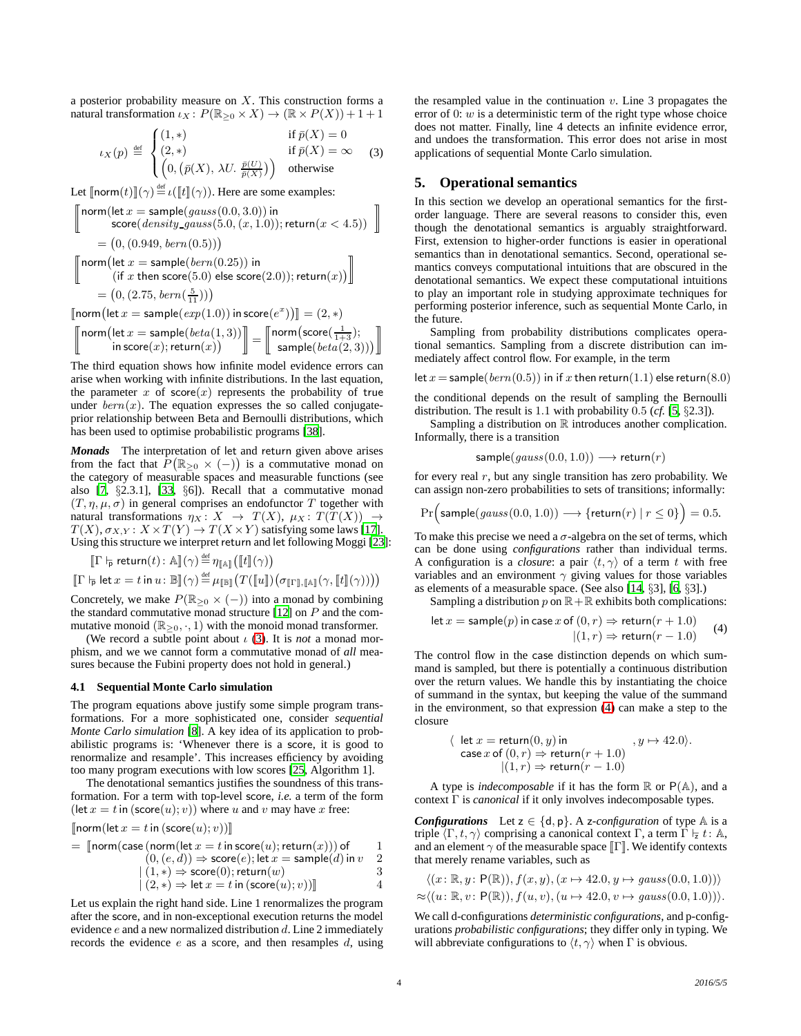a posterior probability measure on $X$. This construction forms a natural transformation $\iota_X : P(\mathbb{R}_{\geq 0} \times X) \to (\mathbb{R} \times P(X)) + 1 + 1$

$$\iota_X(p) \stackrel{\text{def}}{=} \begin{cases} (1, *) & \text{if } \bar{p}(X) = 0 \\ (2, *) & \text{if } \bar{p}(X) = \infty \\ \left(0, \left(\bar{p}(X),\ \lambda U.\ \frac{\bar{p}(U)}{\bar{p}(X)}\right)\right) & \text{otherwise} \end{cases} \quad (3)$$

Let $[\![\mathsf{norm}(t)]\!](\gamma) \stackrel{\text{def}}{=} \iota([\![t]\!](\gamma))$. Here are some examples:

$$\left[\!\!\left[\begin{array}{l}\mathsf{norm}(\mathsf{let}\ x = \mathsf{sample}(gauss(0.0, 3.0))\ \mathsf{in} \\ \quad \mathsf{score}(density\_gauss(5.0, (x, 1.0)); \mathsf{return}(x < 4.5))\end{array}\right]\!\!\right]$$
$$= \big(0, (0.949, bern(0.5))\big)$$

$$\left[\!\!\left[\begin{array}{l}\mathsf{norm}\big(\mathsf{let}\ x = \mathsf{sample}(bern(0.25))\ \mathsf{in} \\ \quad (\mathsf{if}\ x\ \mathsf{then}\ \mathsf{score}(5.0)\ \mathsf{else}\ \mathsf{score}(2.0)); \mathsf{return}(x)\big)\end{array}\right]\!\!\right]$$
$$= \big(0, (2.75, bern(\tfrac{5}{11}))\big)$$

$$[\![\mathsf{norm}\big(\mathsf{let}\ x = \mathsf{sample}(exp(1.0))\ \mathsf{in}\ \mathsf{score}(e^x)\big)]\!] = (2, *)$$

$$\left[\!\!\left[\begin{array}{l}\mathsf{norm}\big(\mathsf{let}\ x = \mathsf{sample}(beta(1, 3)) \\ \quad \mathsf{in}\ \mathsf{score}(x); \mathsf{return}(x)\big)\end{array}\right]\!\!\right] = \left[\!\!\left[\begin{array}{l}\mathsf{norm}\big(\mathsf{score}(\frac{1}{1+3}); \\ \quad \mathsf{sample}(beta(2, 3))\big)\end{array}\right]\!\!\right]$$

The third equation shows how infinite model evidence errors can arise when working with infinite distributions. In the last equation, the parameter $x$ of $\mathsf{score}(x)$ represents the probability of true under $bern(x)$. The equation expresses the so called conjugate-prior relationship between Beta and Bernoulli distributions, which has been used to optimise probabilistic programs [38].

***Monads*** The interpretation of let and return given above arises from the fact that $P(\mathbb{R}_{\geq 0} \times (-))$ is a commutative monad on the category of measurable spaces and measurable functions (see also [7, §2.3.1], [33, §6]). Recall that a commutative monad $(T, \eta, \mu, \sigma)$ in general comprises an endofunctor $T$ together with natural transformations $\eta_X : X \to T(X)$, $\mu_X : T(T(X)) \to T(X)$, $\sigma_{X,Y} : X \times T(Y) \to T(X \times Y)$ satisfying some laws [17]. Using this structure we interpret return and let following Moggi [23]:

$$[\![\Gamma \vdash_{\mathsf{p}} \mathsf{return}(t) : \mathbb{A}]\!](\gamma) \stackrel{\text{def}}{=} \eta_{[\![\mathbb{A}]\!]}\big([\![t]\!](\gamma)\big)$$
$$[\![\Gamma \vdash_{\mathsf{p}} \mathsf{let}\ x = t\ \mathsf{in}\ u : \mathbb{B}]\!](\gamma) \stackrel{\text{def}}{=} \mu_{[\![\mathbb{B}]\!]}\big(T([\![u]\!])\big(\sigma_{[\![\Gamma]\!],[\![\mathbb{A}]\!]}(\gamma, [\![t]\!](\gamma))\big)\big)$$

Concretely, we make $P(\mathbb{R}_{\geq 0} \times (-))$ into a monad by combining the standard commutative monad structure [12] on $P$ and the commutative monoid $(\mathbb{R}_{\geq 0}, \cdot, 1)$ with the monoid monad transformer.

(We record a subtle point about $\iota$ (3). It is *not* a monad morphism, and we we cannot form a commutative monad of *all* measures because the Fubini property does not hold in general.)

### 4.1 Sequential Monte Carlo simulation

The program equations above justify some simple program transformations. For a more sophisticated one, consider *sequential Monte Carlo simulation* [8]. A key idea of its application to probabilistic programs is: 'Whenever there is a score, it is good to renormalize and resample'. This increases efficiency by avoiding too many program executions with low scores [25, Algorithm 1].

The denotational semantics justifies the soundness of this transformation. For a term with top-level score, *i.e.* a term of the form $(\mathsf{let}\ x = t\ \mathsf{in}\ (\mathsf{score}(u); v))$ where $u$ and $v$ may have $x$ free:

$$\begin{array}{lll}
& [\![\mathsf{norm}(\mathsf{let}\ x = t\ \mathsf{in}\ (\mathsf{score}(u); v))]\!] & \\
= & [\![\mathsf{norm}(\mathsf{case}\ (\mathsf{norm}(\mathsf{let}\ x = t\ \mathsf{in}\ \mathsf{score}(u); \mathsf{return}(x)))\ \mathsf{of} & 1 \\
& \quad (0, (e, d)) \Rightarrow \mathsf{score}(e); \mathsf{let}\ x = \mathsf{sample}(d)\ \mathsf{in}\ v & 2 \\
& \quad \mid (1, *) \Rightarrow \mathsf{score}(0); \mathsf{return}(w) & 3 \\
& \quad \mid (2, *) \Rightarrow \mathsf{let}\ x = t\ \mathsf{in}\ (\mathsf{score}(u); v))]\!] & 4
\end{array}$$

Let us explain the right hand side. Line 1 renormalizes the program after the score, and in non-exceptional execution returns the model evidence $e$ and a new normalized distribution $d$. Line 2 immediately records the evidence $e$ as a score, and then resamples $d$, using the resampled value in the continuation $v$. Line 3 propagates the error of 0: $w$ is a deterministic term of the right type whose choice does not matter. Finally, line 4 detects an infinite evidence error, and undoes the transformation. This error does not arise in most applications of sequential Monte Carlo simulation.

## 5. Operational semantics

In this section we develop an operational semantics for the first-order language. There are several reasons to consider this, even though the denotational semantics is arguably straightforward. First, extension to higher-order functions is easier in operational semantics than in denotational semantics. Second, operational semantics conveys computational intuitions that are obscured in the denotational semantics. We expect these computational intuitions to play an important role in studying approximate techniques for performing posterior inference, such as sequential Monte Carlo, in the future.

Sampling from probability distributions complicates operational semantics. Sampling from a discrete distribution can immediately affect control flow. For example, in the term

$$\mathsf{let}\ x = \mathsf{sample}(bern(0.5))\ \mathsf{in}\ \mathsf{if}\ x\ \mathsf{then}\ \mathsf{return}(1.1)\ \mathsf{else}\ \mathsf{return}(8.0)$$

the conditional depends on the result of sampling the Bernoulli distribution. The result is 1.1 with probability 0.5 (*cf.* [5, §2.3]).

Sampling a distribution on $\mathbb{R}$ introduces another complication. Informally, there is a transition

$$\mathsf{sample}(gauss(0.0, 1.0)) \longrightarrow \mathsf{return}(r)$$

for every real $r$, but any single transition has zero probability. We can assign non-zero probabilities to sets of transitions; informally:

$$\Pr\Big(\mathsf{sample}(gauss(0.0, 1.0)) \longrightarrow \{\mathsf{return}(r) \mid r \leq 0\}\Big) = 0.5.$$

To make this precise we need a $\sigma$-algebra on the set of terms, which can be done using *configurations* rather than individual terms. A configuration is a *closure*: a pair $\langle t, \gamma\rangle$ of a term $t$ with free variables and an environment $\gamma$ giving values for those variables as elements of a measurable space. (See also [14, §3], [6, §3].)

Sampling a distribution $p$ on $\mathbb{R} + \mathbb{R}$ exhibits both complications:

$$\begin{array}{l}\mathsf{let}\ x = \mathsf{sample}(p)\ \mathsf{in}\ \mathsf{case}\ x\ \mathsf{of}\ (0, r) \Rightarrow \mathsf{return}(r + 1.0) \\ \qquad\qquad\qquad\qquad\qquad\quad \mid (1, r) \Rightarrow \mathsf{return}(r - 1.0)\end{array} \quad (4)$$

The control flow in the case distinction depends on which summand is sampled, but there is potentially a continuous distribution over the return values. We handle this by instantiating the choice of summand in the syntax, but keeping the value of the summand in the environment, so that expression (4) can make a step to the closure

$$\left\langle \begin{array}{l}\mathsf{let}\ x = \mathsf{return}(0, y)\ \mathsf{in} \\ \mathsf{case}\ x\ \mathsf{of}\ (0, r) \Rightarrow \mathsf{return}(r + 1.0) \\ \qquad\quad \mid (1, r) \Rightarrow \mathsf{return}(r - 1.0)\end{array}, y \mapsto 42.0\right\rangle.$$

A type is *indecomposable* if it has the form $\mathbb{R}$ or $\mathsf{P}(\mathbb{A})$, and a context $\Gamma$ is *canonical* if it only involves indecomposable types.

***Configurations*** Let $\mathsf{z} \in \{\mathsf{d}, \mathsf{p}\}$. A $\mathsf{z}$*-configuration* of type $\mathbb{A}$ is a triple $\langle \Gamma, t, \gamma\rangle$ comprising a canonical context $\Gamma$, a term $\Gamma \vdash_{\mathsf{z}} t : \mathbb{A}$, and an element $\gamma$ of the measurable space $[\![\Gamma]\!]$. We identify contexts that merely rename variables, such as

$$\langle (x : \mathbb{R}, y : \mathsf{P}(\mathbb{R})), f(x, y), (x \mapsto 42.0, y \mapsto gauss(0.0, 1.0))\rangle$$
$$\approx \langle (u : \mathbb{R}, v : \mathsf{P}(\mathbb{R})), f(u, v), (u \mapsto 42.0, v \mapsto gauss(0.0, 1.0))\rangle.$$

We call d-configurations *deterministic configurations*, and p-configurations *probabilistic configurations*; they differ only in typing. We will abbreviate configurations to $\langle t, \gamma\rangle$ when $\Gamma$ is obvious.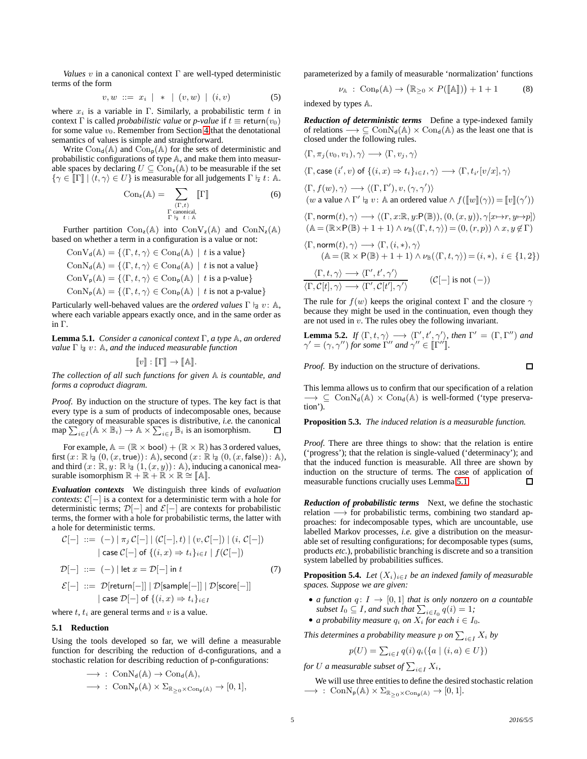*Values* $v$ in a canonical context $\Gamma$ are well-typed deterministic terms of the form

$$v, w \ ::= \ x_i \ | \ * \ | \ (v, w) \ | \ (i, v) \tag{5}$$

where $x_i$ is a variable in $\Gamma$. Similarly, a probabilistic term $t$ in context $\Gamma$ is called *probabilistic value* or *p-value* if $t \equiv \mathsf{return}(v_0)$ for some value $v_0$. Remember from Section 4 that the denotational semantics of values is simple and straightforward.

Write $\mathrm{Con}_\mathsf{d}(\mathbb{A})$ and $\mathrm{Con}_\mathsf{p}(\mathbb{A})$ for the sets of deterministic and probabilistic configurations of type $\mathbb{A}$, and make them into measurable spaces by declaring $U \subseteq \mathrm{Con}_\mathsf{z}(\mathbb{A})$ to be measurable if the set $\{\gamma \in [\![\Gamma]\!] \mid \langle t, \gamma\rangle \in U\}$ is measurable for all judgements $\Gamma \vdash_\mathsf{z} t \colon \mathbb{A}$.

$$\mathrm{Con}_\mathsf{z}(\mathbb{A}) = \sum_{\substack{(\Gamma, t)\\ \Gamma \text{ canonical,}\\ \Gamma \vdash_\mathsf{z}\ t\ :\ \mathbb{A}}} [\![\Gamma]\!] \tag{6}$$

Further partition $\mathrm{Con}_\mathsf{z}(\mathbb{A})$ into $\mathrm{ConV}_\mathsf{z}(\mathbb{A})$ and $\mathrm{ConN}_\mathsf{z}(\mathbb{A})$ based on whether a term in a configuration is a value or not:

$$\mathrm{ConV}_\mathsf{d}(\mathbb{A}) = \{\langle \Gamma, t, \gamma\rangle \in \mathrm{Con}_\mathsf{d}(\mathbb{A}) \ \mid \ t \text{ is a value}\}$$
$$\mathrm{ConN}_\mathsf{d}(\mathbb{A}) = \{\langle \Gamma, t, \gamma\rangle \in \mathrm{Con}_\mathsf{d}(\mathbb{A}) \ \mid \ t \text{ is not a value}\}$$
$$\mathrm{ConV}_\mathsf{p}(\mathbb{A}) = \{\langle \Gamma, t, \gamma\rangle \in \mathrm{Con}_\mathsf{p}(\mathbb{A}) \ \mid \ t \text{ is a p-value}\}$$
$$\mathrm{ConN}_\mathsf{p}(\mathbb{A}) = \{\langle \Gamma, t, \gamma\rangle \in \mathrm{Con}_\mathsf{p}(\mathbb{A}) \ \mid \ t \text{ is not a p-value}\}$$

Particularly well-behaved values are the *ordered values* $\Gamma \vdash_\mathsf{a} v \colon \mathbb{A}$, where each variable appears exactly once, and in the same order as in $\Gamma$.

**Lemma 5.1.** *Consider a canonical context* $\Gamma$*, a type* $\mathbb{A}$*, an ordered value* $\Gamma \vdash_\mathsf{a} v \colon \mathbb{A}$*, and the induced measurable function*

$$[\![v]\!] : [\![\Gamma]\!] \to [\![\mathbb{A}]\!].$$

*The collection of all such functions for given* $\mathbb{A}$ *is countable, and forms a coproduct diagram.*

*Proof.* By induction on the structure of types. The key fact is that every type is a sum of products of indecomposable ones, because the category of measurable spaces is distributive, *i.e.* the canonical map $\sum_{i \in I}(\mathbb{A} \times \mathbb{B}_i) \to \mathbb{A} \times \sum_{i \in I} \mathbb{B}_i$ is an isomorphism. ◻

For example, $\mathbb{A} = (\mathbb{R} \times \mathsf{bool}) + (\mathbb{R} \times \mathbb{R})$ has 3 ordered values, first $(x \colon \mathbb{R} \vdash_\mathsf{a} (0, (x, \mathsf{true})) \colon \mathbb{A})$, second $(x \colon \mathbb{R} \vdash_\mathsf{a} (0, (x, \mathsf{false})) \colon \mathbb{A})$, and third $(x \colon \mathbb{R}, y \colon \mathbb{R} \vdash_\mathsf{a} (1, (x, y)) \colon \mathbb{A})$, inducing a canonical measurable isomorphism $\mathbb{R} + \mathbb{R} + \mathbb{R} \times \mathbb{R} \cong [\![\mathbb{A}]\!]$.

***Evaluation contexts*** We distinguish three kinds of *evaluation contexts*: $\mathcal{C}[-]$ is a context for a deterministic term with a hole for deterministic terms; $\mathcal{D}[-]$ and $\mathcal{E}[-]$ are contexts for probabilistic terms, the former with a hole for probabilistic terms, the latter with a hole for deterministic terms.

$$\begin{aligned}
\mathcal{C}[-] \ &::= \ (-) \mid \pi_j\, \mathcal{C}[-] \mid (\mathcal{C}[-], t) \mid (v, \mathcal{C}[-]) \mid (i, \mathcal{C}[-]) \\
&\quad\ \mid \mathsf{case}\ \mathcal{C}[-]\ \mathsf{of}\ \{(i, x) \Rightarrow t_i\}_{i \in I} \mid f(\mathcal{C}[-]) \\
\mathcal{D}[-] \ &::= \ (-) \mid \mathsf{let}\ x = \mathcal{D}[-]\ \mathsf{in}\ t \\
\mathcal{E}[-] \ &::= \ \mathcal{D}[\mathsf{return}[-]] \mid \mathcal{D}[\mathsf{sample}[-]] \mid \mathcal{D}[\mathsf{score}[-]] \\
&\quad\ \mid \mathsf{case}\ \mathcal{D}[-]\ \mathsf{of}\ \{(i, x) \Rightarrow t_i\}_{i \in I}
\end{aligned} \tag{7}$$

where $t$, $t_i$ are general terms and $v$ is a value.

### 5.1 Reduction

Using the tools developed so far, we will define a measurable function for describing the reduction of d-configurations, and a stochastic relation for describing reduction of p-configurations:

$$\longrightarrow \ : \ \mathrm{ConN}_\mathsf{d}(\mathbb{A}) \to \mathrm{Con}_\mathsf{d}(\mathbb{A}),$$
$$\longrightarrow \ : \ \mathrm{ConN}_\mathsf{p}(\mathbb{A}) \times \Sigma_{\mathbb{R}_{\geq 0} \times \mathrm{Con}_\mathsf{p}(\mathbb{A})} \to [0, 1],$$

parameterized by a family of measurable 'normalization' functions

$$\nu_\mathbb{A} \ : \ \mathrm{Con}_\mathsf{p}(\mathbb{A}) \to \big(\mathbb{R}_{\geq 0} \times P([\![\mathbb{A}]\!])\big) + 1 + 1 \tag{8}$$

indexed by types $\mathbb{A}$.

***Reduction of deterministic terms*** Define a type-indexed family of relations $\longrightarrow \ \subseteq \mathrm{ConN}_\mathsf{d}(\mathbb{A}) \times \mathrm{Con}_\mathsf{d}(\mathbb{A})$ as the least one that is closed under the following rules.

$$\langle \Gamma, \pi_j(v_0, v_1), \gamma\rangle \longrightarrow \langle \Gamma, v_j, \gamma\rangle$$

$$\langle \Gamma, \mathsf{case}\ (i', v)\ \mathsf{of}\ \{(i, x) \Rightarrow t_i\}_{i \in I}, \gamma\rangle \longrightarrow \langle \Gamma, t_{i'}[v/x], \gamma\rangle$$

$$\langle \Gamma, f(w), \gamma\rangle \longrightarrow \langle (\Gamma, \Gamma'), v, (\gamma, \gamma')\rangle$$
$$(w \text{ a value} \wedge \Gamma' \vdash_\mathsf{a} v \colon \mathbb{A} \text{ an ordered value} \wedge f([\![w]\!](\gamma)) = [\![v]\!](\gamma'))$$

$$\langle \Gamma, \mathsf{norm}(t), \gamma\rangle \longrightarrow \langle (\Gamma, x{:}\mathbb{R}, y{:}\mathsf{P}(\mathbb{B})), (0, (x, y)), \gamma[x \mapsto r, y \mapsto p]\rangle$$
$$(\mathbb{A} = (\mathbb{R} \times \mathsf{P}(\mathbb{B}) + 1 + 1) \wedge \nu_\mathbb{B}(\langle \Gamma, t, \gamma\rangle) = (0, (r, p)) \wedge x, y \notin \Gamma)$$

$$\langle \Gamma, \mathsf{norm}(t), \gamma\rangle \longrightarrow \langle \Gamma, (i, *), \gamma\rangle$$
$$(\mathbb{A} = (\mathbb{R} \times \mathsf{P}(\mathbb{B}) + 1 + 1) \wedge \nu_\mathbb{B}(\langle \Gamma, t, \gamma\rangle) = (i, *),\ i \in \{1, 2\})$$

$$\frac{\langle \Gamma, t, \gamma\rangle \longrightarrow \langle \Gamma', t', \gamma'\rangle}{\langle \Gamma, \mathcal{C}[t], \gamma\rangle \longrightarrow \langle \Gamma', \mathcal{C}[t'], \gamma'\rangle} \qquad (\mathcal{C}[-] \text{ is not } (-))$$

The rule for $f(w)$ keeps the original context $\Gamma$ and the closure $\gamma$ because they might be used in the continuation, even though they are not used in $v$. The rules obey the following invariant.

**Lemma 5.2.** *If* $\langle \Gamma, t, \gamma\rangle \longrightarrow \langle \Gamma', t', \gamma'\rangle$*, then* $\Gamma' = (\Gamma, \Gamma'')$ *and* $\gamma' = (\gamma, \gamma'')$ *for some* $\Gamma''$ *and* $\gamma'' \in [\![\Gamma'']\!]$.

*Proof.* By induction on the structure of derivations. ◻

This lemma allows us to confirm that our specification of a relation $\longrightarrow \ \subseteq \mathrm{ConN}_\mathsf{d}(\mathbb{A}) \times \mathrm{Con}_\mathsf{d}(\mathbb{A})$ is well-formed ('type preservation').

**Proposition 5.3.** *The induced relation is a measurable function.*

*Proof.* There are three things to show: that the relation is entire ('progress'); that the relation is single-valued ('determinacy'); and that the induced function is measurable. All three are shown by induction on the structure of terms. The case of application of measurable functions crucially uses Lemma 5.1. ◻

***Reduction of probabilistic terms*** Next, we define the stochastic relation $\longrightarrow$ for probabilistic terms, combining two standard approaches: for indecomposable types, which are uncountable, use labelled Markov processes, *i.e.* give a distribution on the measurable set of resulting configurations; for decomposable types (sums, products *etc.*), probabilistic branching is discrete and so a transition system labelled by probabilities suffices.

**Proposition 5.4.** *Let* $(X_i)_{i \in I}$ *be an indexed family of measurable spaces. Suppose we are given:*

- *a function* $q \colon I \to [0, 1]$ *that is only nonzero on a countable subset* $I_0 \subseteq I$*, and such that* $\sum_{i \in I_0} q(i) = 1$*;*
- *a probability measure* $q_i$ *on* $X_i$ *for each* $i \in I_0$.

*This determines a probability measure* $p$ *on* $\sum_{i \in I} X_i$ *by*

$$p(U) = \textstyle\sum_{i \in I} q(i)\, q_i(\{a \mid (i, a) \in U\})$$

*for* $U$ *a measurable subset of* $\sum_{i \in I} X_i$*,*

We will use three entities to define the desired stochastic relation $\longrightarrow \ : \ \mathrm{ConN}_\mathsf{p}(\mathbb{A}) \times \Sigma_{\mathbb{R}_{\geq 0} \times \mathrm{Con}_\mathsf{p}(\mathbb{A})} \to [0, 1]$.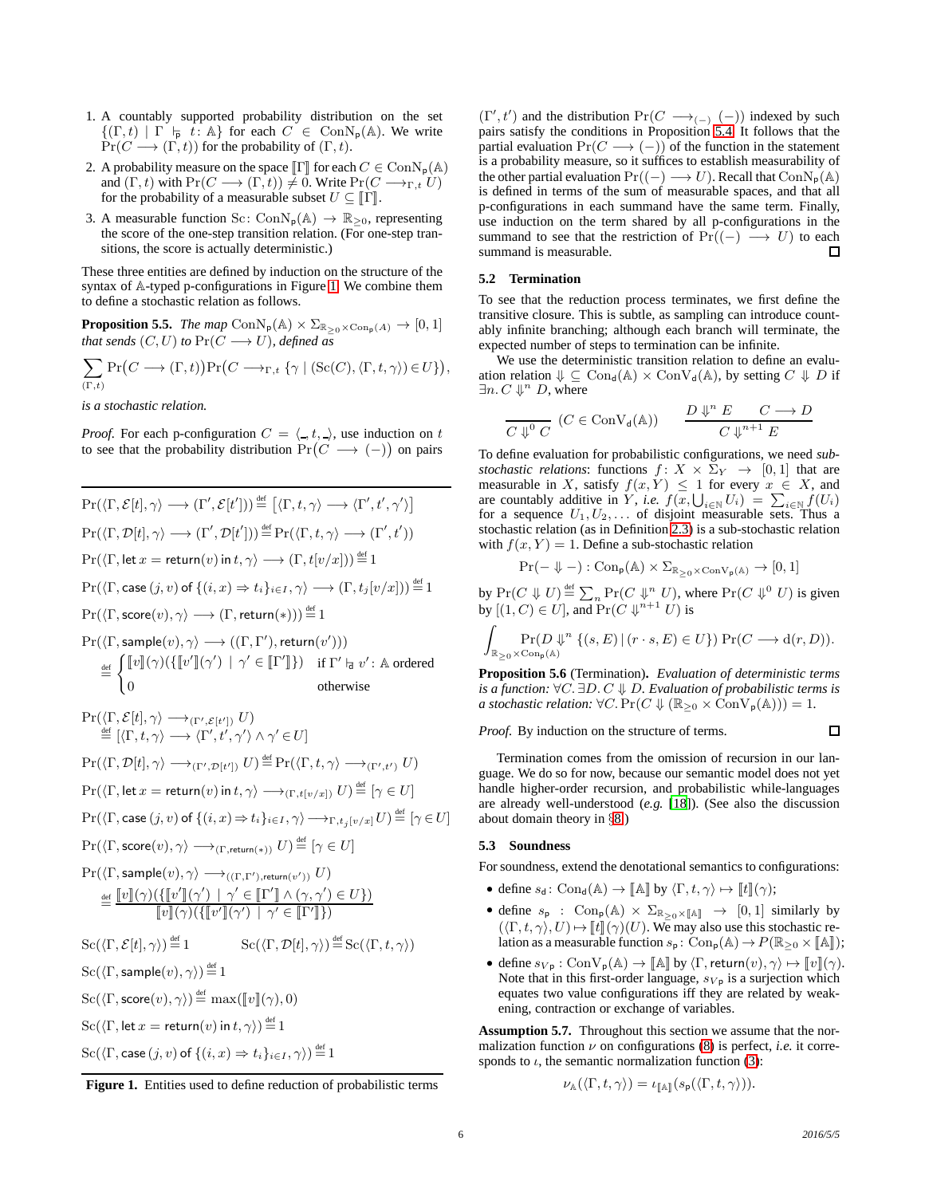1. A countably supported probability distribution on the set $\{(\Gamma, t) \mid \Gamma \vdash_{\mathsf{p}} t \colon \mathbb{A}\}$ for each $C \in \mathrm{ConN}_{\mathsf{p}}(\mathbb{A})$. We write $\Pr(C \longrightarrow (\Gamma, t))$ for the probability of $(\Gamma, t)$.
2. A probability measure on the space $[\![\Gamma]\!]$ for each $C \in \mathrm{ConN}_{\mathsf{p}}(\mathbb{A})$ and $(\Gamma, t)$ with $\Pr(C \longrightarrow (\Gamma, t)) \neq 0$. Write $\Pr(C \longrightarrow_{\Gamma,t} U)$ for the probability of a measurable subset $U \subseteq [\![\Gamma]\!]$.
3. A measurable function $\mathrm{Sc} \colon \mathrm{ConN}_{\mathsf{p}}(\mathbb{A}) \to \mathbb{R}_{\geq 0}$, representing the score of the one-step transition relation. (For one-step transitions, the score is actually deterministic.)

These three entities are defined by induction on the structure of the syntax of $\mathbb{A}$-typed p-configurations in Figure 1. We combine them to define a stochastic relation as follows.

**Proposition 5.5.** *The map* $\mathrm{ConN}_{\mathsf{p}}(\mathbb{A}) \times \Sigma_{\mathbb{R}_{\geq 0} \times \mathrm{Con}_{\mathsf{p}}(A)} \to [0,1]$ *that sends* $(C, U)$ *to* $\Pr(C \longrightarrow U)$, *defined as*

$$\sum_{(\Gamma,t)} \Pr\big(C \longrightarrow (\Gamma, t)\big) \Pr\big(C \longrightarrow_{\Gamma,t} \{\gamma \mid (\mathrm{Sc}(C), \langle \Gamma, t, \gamma\rangle) \in U\}\big),$$

*is a stochastic relation.*

*Proof.* For each p-configuration $C = \langle \_, t, \_\rangle$, use induction on $t$ to see that the probability distribution $\Pr(C \longrightarrow (-))$ on pairs $(\Gamma', t')$ and the distribution $\Pr(C \longrightarrow_{(-)} (-))$ indexed by such pairs satisfy the conditions in Proposition 5.4. It follows that the partial evaluation $\Pr(C \longrightarrow (-))$ of the function in the statement is a probability measure, so it suffices to establish measurability of the other partial evaluation $\Pr((-) \longrightarrow U)$. Recall that $\mathrm{ConN}_{\mathsf{p}}(\mathbb{A})$ is defined in terms of the sum of measurable spaces, and that all p-configurations in each summand have the same term. Finally, use induction on the term shared by all p-configurations in the summand to see that the restriction of $\Pr((-) \longrightarrow U)$ to each summand is measurable. ☐

$$\Pr(\langle \Gamma, \mathcal{E}[t], \gamma\rangle \longrightarrow (\Gamma', \mathcal{E}[t'])) \stackrel{\text{def}}{=} [\langle \Gamma, t, \gamma\rangle \longrightarrow \langle \Gamma', t', \gamma'\rangle]$$

$$\Pr(\langle \Gamma, \mathcal{D}[t], \gamma\rangle \longrightarrow (\Gamma', \mathcal{D}[t'])) \stackrel{\text{def}}{=} \Pr(\langle \Gamma, t, \gamma\rangle \longrightarrow (\Gamma', t'))$$

$$\Pr(\langle \Gamma, \mathsf{let}\, x = \mathsf{return}(v) \,\mathsf{in}\, t, \gamma\rangle \longrightarrow (\Gamma, t[v/x])) \stackrel{\text{def}}{=} 1$$

$$\Pr(\langle \Gamma, \mathsf{case}\,(j, v) \,\mathsf{of}\, \{(i, x) \Rightarrow t_i\}_{i\in I}, \gamma\rangle \longrightarrow (\Gamma, t_j[v/x])) \stackrel{\text{def}}{=} 1$$

$$\Pr(\langle \Gamma, \mathsf{score}(v), \gamma\rangle \longrightarrow (\Gamma, \mathsf{return}(*))) \stackrel{\text{def}}{=} 1$$

$$\Pr(\langle \Gamma, \mathsf{sample}(v), \gamma\rangle \longrightarrow ((\Gamma, \Gamma'), \mathsf{return}(v')))$$
$$\stackrel{\text{def}}{=} \begin{cases} [\![v]\!](\gamma)(\{[\![v']\!](\gamma') \mid \gamma' \in [\![\Gamma']\!]\}) & \text{if } \Gamma' \vdash_{\mathsf{d}} v' \colon \mathbb{A} \text{ ordered} \\ 0 & \text{otherwise} \end{cases}$$

$$\Pr(\langle \Gamma, \mathcal{E}[t], \gamma\rangle \longrightarrow_{(\Gamma', \mathcal{E}[t'])} U) \stackrel{\text{def}}{=} [\langle \Gamma, t, \gamma\rangle \longrightarrow \langle \Gamma', t', \gamma'\rangle \wedge \gamma' \in U]$$

$$\Pr(\langle \Gamma, \mathcal{D}[t], \gamma\rangle \longrightarrow_{(\Gamma', \mathcal{D}[t'])} U) \stackrel{\text{def}}{=} \Pr(\langle \Gamma, t, \gamma\rangle \longrightarrow_{(\Gamma', t')} U)$$

$$\Pr(\langle \Gamma, \mathsf{let}\, x = \mathsf{return}(v) \,\mathsf{in}\, t, \gamma\rangle \longrightarrow_{(\Gamma, t[v/x])} U) \stackrel{\text{def}}{=} [\gamma \in U]$$

$$\Pr(\langle \Gamma, \mathsf{case}\,(j, v) \,\mathsf{of}\, \{(i, x) \Rightarrow t_i\}_{i\in I}, \gamma\rangle \longrightarrow_{\Gamma, t_j[v/x]} U) \stackrel{\text{def}}{=} [\gamma \in U]$$

$$\Pr(\langle \Gamma, \mathsf{score}(v), \gamma\rangle \longrightarrow_{(\Gamma, \mathsf{return}(*))} U) \stackrel{\text{def}}{=} [\gamma \in U]$$

$$\Pr(\langle \Gamma, \mathsf{sample}(v), \gamma\rangle \longrightarrow_{((\Gamma, \Gamma'), \mathsf{return}(v'))} U)$$
$$\stackrel{\text{def}}{=} \frac{[\![v]\!](\gamma)(\{[\![v']\!](\gamma') \mid \gamma' \in [\![\Gamma']\!] \wedge (\gamma, \gamma') \in U\})}{[\![v]\!](\gamma)(\{[\![v']\!](\gamma') \mid \gamma' \in [\![\Gamma']\!]\})}$$

$$\mathrm{Sc}(\langle \Gamma, \mathcal{E}[t], \gamma\rangle) \stackrel{\text{def}}{=} 1 \qquad \mathrm{Sc}(\langle \Gamma, \mathcal{D}[t], \gamma\rangle) \stackrel{\text{def}}{=} \mathrm{Sc}(\langle \Gamma, t, \gamma\rangle)$$

$$\mathrm{Sc}(\langle \Gamma, \mathsf{sample}(v), \gamma\rangle) \stackrel{\text{def}}{=} 1$$

$$\mathrm{Sc}(\langle \Gamma, \mathsf{score}(v), \gamma\rangle) \stackrel{\text{def}}{=} \max([\![v]\!](\gamma), 0)$$

$$\mathrm{Sc}(\langle \Gamma, \mathsf{let}\, x = \mathsf{return}(v) \,\mathsf{in}\, t, \gamma\rangle) \stackrel{\text{def}}{=} 1$$

$$\mathrm{Sc}(\langle \Gamma, \mathsf{case}\,(j, v) \,\mathsf{of}\, \{(i, x) \Rightarrow t_i\}_{i\in I}, \gamma\rangle) \stackrel{\text{def}}{=} 1$$

**Figure 1.** Entities used to define reduction of probabilistic terms

### 5.2 Termination

To see that the reduction process terminates, we first define the transitive closure. This is subtle, as sampling can introduce countably infinite branching; although each branch will terminate, the expected number of steps to termination can be infinite.

We use the deterministic transition relation to define an evaluation relation $\Downarrow \subseteq \mathrm{Con}_{\mathsf{d}}(\mathbb{A}) \times \mathrm{ConV}_{\mathsf{d}}(\mathbb{A})$, by setting $C \Downarrow D$ if $\exists n.\, C \Downarrow^n D$, where

$$\frac{}{C \Downarrow^0 C}\ (C \in \mathrm{ConV}_{\mathsf{d}}(\mathbb{A})) \qquad \frac{D \Downarrow^n E \qquad C \longrightarrow D}{C \Downarrow^{n+1} E}$$

To define evaluation for probabilistic configurations, we need *sub-stochastic relations*: functions $f \colon X \times \Sigma_Y \to [0,1]$ that are measurable in $X$, satisfy $f(x, Y) \leq 1$ for every $x \in X$, and are countably additive in $Y$, *i.e.* $f(x, \bigcup_{i\in\mathbb{N}} U_i) = \sum_{i\in\mathbb{N}} f(U_i)$ for a sequence $U_1, U_2, \ldots$ of disjoint measurable sets. Thus a stochastic relation (as in Definition 2.3) is a sub-stochastic relation with $f(x, Y) = 1$. Define a sub-stochastic relation

$$\Pr(- \Downarrow -) : \mathrm{Con}_{\mathsf{p}}(\mathbb{A}) \times \Sigma_{\mathbb{R}_{\geq 0} \times \mathrm{ConV}_{\mathsf{p}}(\mathbb{A})} \to [0,1]$$

by $\Pr(C \Downarrow U) \stackrel{\text{def}}{=} \sum_n \Pr(C \Downarrow^n U)$, where $\Pr(C \Downarrow^0 U)$ is given by $[(1, C) \in U]$, and $\Pr(C \Downarrow^{n+1} U)$ is

$$\int_{\mathbb{R}_{\geq 0} \times \mathrm{Con}_{\mathsf{p}}(\mathbb{A})} \Pr(D \Downarrow^n \{(s, E) \mid (r \cdot s, E) \in U\})\ \Pr(C \longrightarrow \mathrm{d}(r, D)).$$

**Proposition 5.6** (Termination)**.** *Evaluation of deterministic terms is a function:* $\forall C.\, \exists D.\, C \Downarrow D$. *Evaluation of probabilistic terms is a stochastic relation:* $\forall C.\, \Pr(C \Downarrow (\mathbb{R}_{\geq 0} \times \mathrm{ConV}_{\mathsf{p}}(\mathbb{A}))) = 1$.

*Proof.* By induction on the structure of terms. ☐

Termination comes from the omission of recursion in our language. We do so for now, because our semantic model does not yet handle higher-order recursion, and probabilistic while-languages are already well-understood (*e.g.* [18]). (See also the discussion about domain theory in §8.)

### 5.3 Soundness

For soundness, extend the denotational semantics to configurations:

- define $s_{\mathsf{d}} \colon \mathrm{Con}_{\mathsf{d}}(\mathbb{A}) \to [\![\mathbb{A}]\!]$ by $\langle \Gamma, t, \gamma\rangle \mapsto [\![t]\!](\gamma)$;
- define $s_{\mathsf{p}} \,:\, \mathrm{Con}_{\mathsf{p}}(\mathbb{A}) \times \Sigma_{\mathbb{R}_{\geq 0} \times [\![\mathbb{A}]\!]} \to [0,1]$ similarly by $(\langle \Gamma, t, \gamma\rangle, U) \mapsto [\![t]\!](\gamma)(U)$. We may also use this stochastic relation as a measurable function $s_{\mathsf{p}} \colon \mathrm{Con}_{\mathsf{p}}(\mathbb{A}) \to P(\mathbb{R}_{\geq 0} \times [\![\mathbb{A}]\!])$;
- define $s_{V_{\mathsf{p}}} : \mathrm{ConV}_{\mathsf{p}}(\mathbb{A}) \to [\![\mathbb{A}]\!]$ by $\langle \Gamma, \mathsf{return}(v), \gamma\rangle \mapsto [\![v]\!](\gamma)$. Note that in this first-order language, $s_{V_{\mathsf{p}}}$ is a surjection which equates two value configurations iff they are related by weakening, contraction or exchange of variables.

**Assumption 5.7.** Throughout this section we assume that the normalization function $\nu$ on configurations (8) is perfect, *i.e.* it corresponds to $\iota$, the semantic normalization function (3):

$$\nu_{\mathbb{A}}(\langle \Gamma, t, \gamma\rangle) = \iota_{[\![\mathbb{A}]\!]}(s_{\mathsf{p}}(\langle \Gamma, t, \gamma\rangle)).$$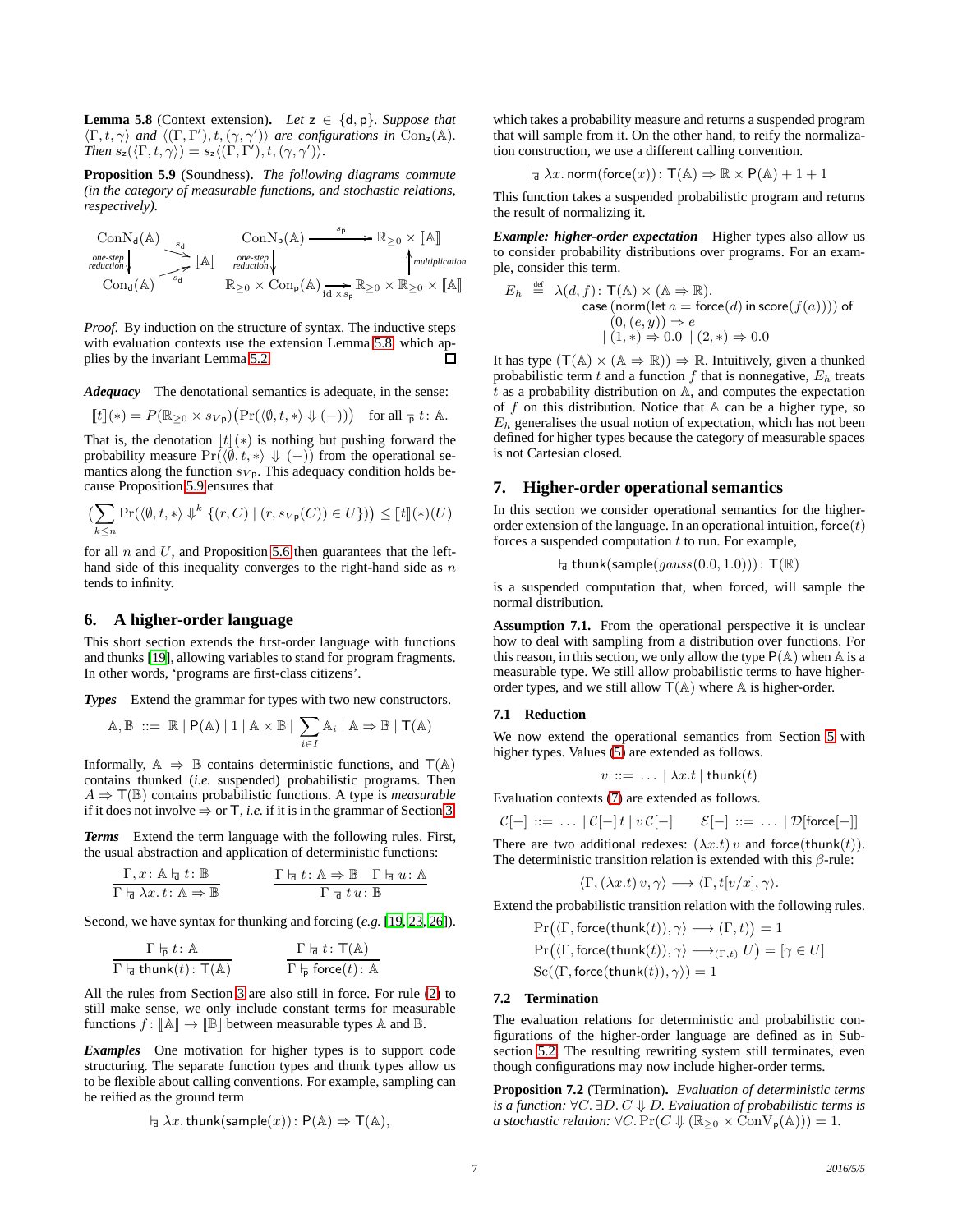**Lemma 5.8** (Context extension). *Let* $\mathsf{z} \in \{\mathsf{d}, \mathsf{p}\}$*. Suppose that* $\langle \Gamma, t, \gamma\rangle$ *and* $\langle (\Gamma, \Gamma'), t, (\gamma, \gamma')\rangle$ *are configurations in* $\mathrm{Con}_{\mathsf{z}}(\mathbb{A})$*. Then* $s_{\mathsf{z}}(\langle \Gamma, t, \gamma\rangle) = s_{\mathsf{z}}(\langle (\Gamma, \Gamma'), t, (\gamma, \gamma')\rangle)$*.*

**Proposition 5.9** (Soundness)**.** *The following diagrams commute (in the category of measurable functions, and stochastic relations, respectively).*

$$\begin{array}{ccc} \mathrm{ConN}_{\mathsf{d}}(\mathbb{A}) & \xrightarrow{s_{\mathsf{d}}} & [\![\mathbb{A}]\!] \\ {\scriptstyle\text{one-step reduction}}\downarrow & \nearrow_{s_{\mathsf{d}}} & \\ \mathrm{Con}_{\mathsf{d}}(\mathbb{A}) & & \end{array} \qquad \begin{array}{ccc} \mathrm{ConN}_{\mathsf{p}}(\mathbb{A}) & \xrightarrow{s_{\mathsf{p}}} & \mathbb{R}_{\geq 0} \times [\![\mathbb{A}]\!] \\ {\scriptstyle\text{one-step reduction}}\downarrow & & \uparrow{\scriptstyle\text{multiplication}} \\ \mathbb{R}_{\geq 0} \times \mathrm{Con}_{\mathsf{p}}(\mathbb{A}) & \xrightarrow{\mathrm{id} \times s_{\mathsf{p}}} & \mathbb{R}_{\geq 0} \times \mathbb{R}_{\geq 0} \times [\![\mathbb{A}]\!] \end{array}$$

*Proof.* By induction on the structure of syntax. The inductive steps with evaluation contexts use the extension Lemma 5.8, which applies by the invariant Lemma 5.2. □

***Adequacy*** The denotational semantics is adequate, in the sense:

$$[\![t]\!](*) = P(\mathbb{R}_{\geq 0} \times s_{V_{\mathsf{p}}})\big(\Pr(\langle \emptyset, t, *\rangle \Downarrow (-))\big) \quad \text{for all } \vDash_{\mathsf{p}} t\colon \mathbb{A}.$$

That is, the denotation $[\![t]\!](*)$ is nothing but pushing forward the probability measure $\Pr(\langle \emptyset, t, *\rangle \Downarrow (-))$ from the operational semantics along the function $s_{V_{\mathsf{p}}}$. This adequacy condition holds because Proposition 5.9 ensures that

$$\Big(\sum_{k\leq n} \Pr(\langle \emptyset, t, *\rangle \Downarrow^k \{(r, C) \mid (r, s_{V_{\mathsf{p}}}(C)) \in U\})\Big) \leq [\![t]\!](*)(U)$$

for all $n$ and $U$, and Proposition 5.6 then guarantees that the left-hand side of this inequality converges to the right-hand side as $n$ tends to infinity.

## 6. A higher-order language

This short section extends the first-order language with functions and thunks [19], allowing variables to stand for program fragments. In other words, 'programs are first-class citizens'.

***Types*** Extend the grammar for types with two new constructors.

$$\mathbb{A}, \mathbb{B} \;::=\; \mathbb{R} \mid \mathsf{P}(\mathbb{A}) \mid 1 \mid \mathbb{A} \times \mathbb{B} \mid \sum_{i\in I} \mathbb{A}_i \mid \mathbb{A} \Rightarrow \mathbb{B} \mid \mathsf{T}(\mathbb{A})$$

Informally, $\mathbb{A} \Rightarrow \mathbb{B}$ contains deterministic functions, and $\mathsf{T}(\mathbb{A})$ contains thunked (*i.e.* suspended) probabilistic programs. Then $A \Rightarrow \mathsf{T}(\mathbb{B})$ contains probabilistic functions. A type is *measurable* if it does not involve $\Rightarrow$ or $\mathsf{T}$, *i.e.* if it is in the grammar of Section 3.

***Terms*** Extend the term language with the following rules. First, the usual abstraction and application of deterministic functions:

$$\frac{\Gamma, x\colon \mathbb{A} \vDash_{\mathsf{d}} t\colon \mathbb{B}}{\Gamma \vDash_{\mathsf{d}} \lambda x.\, t\colon \mathbb{A} \Rightarrow \mathbb{B}} \qquad \frac{\Gamma \vDash_{\mathsf{d}} t\colon \mathbb{A} \Rightarrow \mathbb{B} \quad \Gamma \vDash_{\mathsf{d}} u\colon \mathbb{A}}{\Gamma \vDash_{\mathsf{d}} t\, u\colon \mathbb{B}}$$

Second, we have syntax for thunking and forcing (*e.g.* [19, 23, 26]).

$$\frac{\Gamma \vDash_{\mathsf{p}} t\colon \mathbb{A}}{\Gamma \vDash_{\mathsf{d}} \mathsf{thunk}(t)\colon \mathsf{T}(\mathbb{A})} \qquad \frac{\Gamma \vDash_{\mathsf{d}} t\colon \mathsf{T}(\mathbb{A})}{\Gamma \vDash_{\mathsf{p}} \mathsf{force}(t)\colon \mathbb{A}}$$

All the rules from Section 3 are also still in force. For rule (2) to still make sense, we only include constant terms for measurable functions $f\colon [\![\mathbb{A}]\!] \to [\![\mathbb{B}]\!]$ between measurable types $\mathbb{A}$ and $\mathbb{B}$.

***Examples*** One motivation for higher types is to support code structuring. The separate function types and thunk types allow us to be flexible about calling conventions. For example, sampling can be reified as the ground term

$$\vDash_{\mathsf{d}} \lambda x.\, \mathsf{thunk}(\mathsf{sample}(x))\colon \mathsf{P}(\mathbb{A}) \Rightarrow \mathsf{T}(\mathbb{A}),$$

which takes a probability measure and returns a suspended program that will sample from it. On the other hand, to reify the normalization construction, we use a different calling convention.

$$\vDash_{\mathsf{d}} \lambda x.\, \mathsf{norm}(\mathsf{force}(x))\colon \mathsf{T}(\mathbb{A}) \Rightarrow \mathbb{R} \times \mathsf{P}(\mathbb{A}) + 1 + 1$$

This function takes a suspended probabilistic program and returns the result of normalizing it.

***Example: higher-order expectation*** Higher types also allow us to consider probability distributions over programs. For an example, consider this term.

$$\begin{aligned} E_h \;\stackrel{\text{def}}{=}\; & \lambda(d, f)\colon \mathsf{T}(\mathbb{A}) \times (\mathbb{A} \Rightarrow \mathbb{R}). \\ & \mathsf{case}\,(\mathsf{norm}(\mathsf{let}\; a = \mathsf{force}(d)\;\mathsf{in}\;\mathsf{score}(f(a))))\;\mathsf{of} \\ & \quad (0, (e, y)) \Rightarrow e \\ & \quad \mid (1, *) \Rightarrow 0.0 \;\mid (2, *) \Rightarrow 0.0 \end{aligned}$$

It has type $(\mathsf{T}(\mathbb{A}) \times (\mathbb{A} \Rightarrow \mathbb{R})) \Rightarrow \mathbb{R}$. Intuitively, given a thunked probabilistic term $t$ and a function $f$ that is nonnegative, $E_h$ treats $t$ as a probability distribution on $\mathbb{A}$, and computes the expectation of $f$ on this distribution. Notice that $\mathbb{A}$ can be a higher type, so $E_h$ generalises the usual notion of expectation, which has not been defined for higher types because the category of measurable spaces is not Cartesian closed.

## 7. Higher-order operational semantics

In this section we consider operational semantics for the higher-order extension of the language. In an operational intuition, $\mathsf{force}(t)$ forces a suspended computation $t$ to run. For example,

$$\vDash_{\mathsf{d}} \mathsf{thunk}(\mathsf{sample}(gauss(0.0, 1.0)))\colon \mathsf{T}(\mathbb{R})$$

is a suspended computation that, when forced, will sample the normal distribution.

**Assumption 7.1.** From the operational perspective it is unclear how to deal with sampling from a distribution over functions. For this reason, in this section, we only allow the type $\mathsf{P}(\mathbb{A})$ when $\mathbb{A}$ is a measurable type. We still allow probabilistic terms to have higher-order types, and we still allow $\mathsf{T}(\mathbb{A})$ where $\mathbb{A}$ is higher-order.

### 7.1 Reduction

We now extend the operational semantics from Section 5 with higher types. Values (5) are extended as follows.

$$v \;::=\; \ldots \mid \lambda x.t \mid \mathsf{thunk}(t)$$

Evaluation contexts (7) are extended as follows.

$$\mathcal{C}[-] \;::=\; \ldots \mid \mathcal{C}[-]\, t \mid v\, \mathcal{C}[-] \qquad \mathcal{E}[-] \;::=\; \ldots \mid \mathcal{D}[\mathsf{force}[-]]$$

There are two additional redexes: $(\lambda x.t)\, v$ and $\mathsf{force}(\mathsf{thunk}(t))$. The deterministic transition relation is extended with this $\beta$-rule:

$$\langle \Gamma, (\lambda x.t)\, v, \gamma\rangle \longrightarrow \langle \Gamma, t[v/x], \gamma\rangle.$$

Extend the probabilistic transition relation with the following rules.

$$\begin{aligned} &\Pr\big(\langle \Gamma, \mathsf{force}(\mathsf{thunk}(t)), \gamma\rangle \longrightarrow (\Gamma, t)\big) = 1 \\ &\Pr\big(\langle \Gamma, \mathsf{force}(\mathsf{thunk}(t)), \gamma\rangle \longrightarrow_{(\Gamma, t)} U\big) = [\gamma \in U] \\ &\mathrm{Sc}(\langle \Gamma, \mathsf{force}(\mathsf{thunk}(t)), \gamma\rangle) = 1 \end{aligned}$$

### 7.2 Termination

The evaluation relations for deterministic and probabilistic configurations of the higher-order language are defined as in Subsection 5.2. The resulting rewriting system still terminates, even though configurations may now include higher-order terms.

**Proposition 7.2** (Termination)**.** *Evaluation of deterministic terms is a function:* $\forall C.\, \exists D.\, C \Downarrow D$*. Evaluation of probabilistic terms is a stochastic relation:* $\forall C.\, \Pr(C \Downarrow (\mathbb{R}_{\geq 0} \times \mathrm{ConV}_{\mathsf{p}}(\mathbb{A}))) = 1$*.*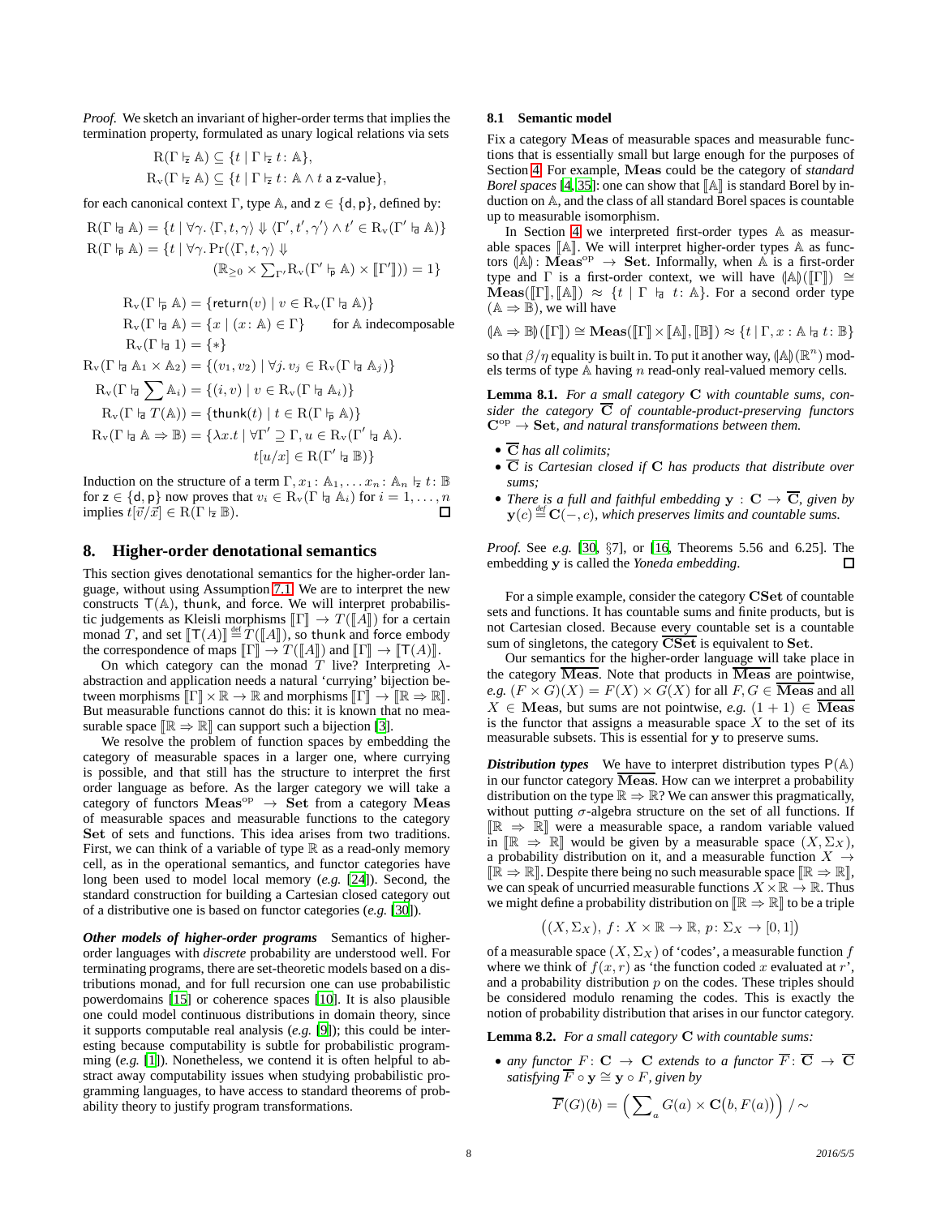*Proof.* We sketch an invariant of higher-order terms that implies the termination property, formulated as unary logical relations via sets

$$\mathrm{R}(\Gamma \vdash_{\mathsf{z}} \mathbb{A}) \subseteq \{t \mid \Gamma \vdash_{\mathsf{z}} t \colon \mathbb{A}\},$$
$$\mathrm{R}_{\mathrm{v}}(\Gamma \vdash_{\mathsf{z}} \mathbb{A}) \subseteq \{t \mid \Gamma \vdash_{\mathsf{z}} t \colon \mathbb{A} \wedge t \text{ a z-value}\},$$

for each canonical context $\Gamma$, type $\mathbb{A}$, and $\mathsf{z} \in \{\mathsf{d}, \mathsf{p}\}$, defined by:

$$\mathrm{R}(\Gamma \vdash_{\mathsf{d}} \mathbb{A}) = \{t \mid \forall \gamma.\, \langle \Gamma, t, \gamma\rangle \Downarrow \langle \Gamma', t', \gamma'\rangle \wedge t' \in \mathrm{R}_{\mathrm{v}}(\Gamma' \vdash_{\mathsf{d}} \mathbb{A})\}$$
$$\mathrm{R}(\Gamma \vdash_{\mathsf{p}} \mathbb{A}) = \{t \mid \forall \gamma.\, \Pr(\langle \Gamma, t, \gamma\rangle \Downarrow (\mathbb{R}_{\geq 0} \times \textstyle\sum_{\Gamma'} \mathrm{R}_{\mathrm{v}}(\Gamma' \vdash_{\mathsf{p}} \mathbb{A}) \times [\![\Gamma']\!])) = 1\}$$

$$\mathrm{R}_{\mathrm{v}}(\Gamma \vdash_{\mathsf{p}} \mathbb{A}) = \{\mathsf{return}(v) \mid v \in \mathrm{R}_{\mathrm{v}}(\Gamma \vdash_{\mathsf{d}} \mathbb{A})\}$$
$$\mathrm{R}_{\mathrm{v}}(\Gamma \vdash_{\mathsf{d}} \mathbb{A}) = \{x \mid (x \colon \mathbb{A}) \in \Gamma\} \qquad \text{for } \mathbb{A} \text{ indecomposable}$$
$$\mathrm{R}_{\mathrm{v}}(\Gamma \vdash_{\mathsf{d}} 1) = \{*\}$$
$$\mathrm{R}_{\mathrm{v}}(\Gamma \vdash_{\mathsf{d}} \mathbb{A}_1 \times \mathbb{A}_2) = \{(v_1, v_2) \mid \forall j.\, v_j \in \mathrm{R}_{\mathrm{v}}(\Gamma \vdash_{\mathsf{d}} \mathbb{A}_j)\}$$
$$\mathrm{R}_{\mathrm{v}}(\Gamma \vdash_{\mathsf{d}} \textstyle\sum \mathbb{A}_i) = \{(i, v) \mid v \in \mathrm{R}_{\mathrm{v}}(\Gamma \vdash_{\mathsf{d}} \mathbb{A}_i)\}$$
$$\mathrm{R}_{\mathrm{v}}(\Gamma \vdash_{\mathsf{d}} T(\mathbb{A})) = \{\mathsf{thunk}(t) \mid t \in \mathrm{R}(\Gamma \vdash_{\mathsf{p}} \mathbb{A})\}$$
$$\mathrm{R}_{\mathrm{v}}(\Gamma \vdash_{\mathsf{d}} \mathbb{A} \Rightarrow \mathbb{B}) = \{\lambda x.t \mid \forall \Gamma' \supseteq \Gamma, u \in \mathrm{R}_{\mathrm{v}}(\Gamma' \vdash_{\mathsf{d}} \mathbb{A}).\ t[u/x] \in \mathrm{R}(\Gamma' \vdash_{\mathsf{d}} \mathbb{B})\}$$

Induction on the structure of a term $\Gamma, x_1 \colon \mathbb{A}_1, \ldots x_n \colon \mathbb{A}_n \vdash_{\mathsf{z}} t \colon \mathbb{B}$ for $\mathsf{z} \in \{\mathsf{d}, \mathsf{p}\}$ now proves that $v_i \in \mathrm{R}_{\mathrm{v}}(\Gamma \vdash_{\mathsf{d}} \mathbb{A}_i)$ for $i = 1, \ldots, n$ implies $t[\vec{v}/\vec{x}] \in \mathrm{R}(\Gamma \vdash_{\mathsf{z}} \mathbb{B})$. □

## 8. Higher-order denotational semantics

This section gives denotational semantics for the higher-order language, without using Assumption 7.1. We are to interpret the new constructs $\mathsf{T}(\mathbb{A})$, thunk, and force. We will interpret probabilistic judgements as Kleisli morphisms $[\![\Gamma]\!] \to T([\![A]\!])$ for a certain monad $T$, and set $[\![\mathsf{T}(A)]\!] \stackrel{\text{def}}{=} T([\![A]\!])$, so thunk and force embody the correspondence of maps $[\![\Gamma]\!] \to T([\![A]\!])$ and $[\![\Gamma]\!] \to [\![\mathsf{T}(A)]\!]$.

On which category can the monad $T$ live? Interpreting $\lambda$-abstraction and application needs a natural 'currying' bijection between morphisms $[\![\Gamma]\!] \times \mathbb{R} \to \mathbb{R}$ and morphisms $[\![\Gamma]\!] \to [\![\mathbb{R} \Rightarrow \mathbb{R}]\!]$. But measurable functions cannot do this: it is known that no measurable space $[\![\mathbb{R} \Rightarrow \mathbb{R}]\!]$ can support such a bijection [3].

We resolve the problem of function spaces by embedding the category of measurable spaces in a larger one, where currying is possible, and that still has the structure to interpret the first order language as before. As the larger category we will take a category of functors $\mathbf{Meas}^{\mathrm{op}} \to \mathbf{Set}$ from a category $\mathbf{Meas}$ of measurable spaces and measurable functions to the category $\mathbf{Set}$ of sets and functions. This idea arises from two traditions. First, we can think of a variable of type $\mathbb{R}$ as a read-only memory cell, as in the operational semantics, and functor categories have long been used to model local memory (*e.g.* [24]). Second, the standard construction for building a Cartesian closed category out of a distributive one is based on functor categories (*e.g.* [30]).

***Other models of higher-order programs*** Semantics of higher-order languages with *discrete* probability are understood well. For terminating programs, there are set-theoretic models based on a distributions monad, and for full recursion one can use probabilistic powerdomains [15] or coherence spaces [10]. It is also plausible one could model continuous distributions in domain theory, since it supports computable real analysis (*e.g.* [9]); this could be interesting because computability is subtle for probabilistic programming (*e.g.* [1]). Nonetheless, we contend it is often helpful to abstract away computability issues when studying probabilistic programming languages, to have access to standard theorems of probability theory to justify program transformations.

### 8.1 Semantic model

Fix a category $\mathbf{Meas}$ of measurable spaces and measurable functions that is essentially small but large enough for the purposes of Section 4. For example, $\mathbf{Meas}$ could be the category of *standard Borel spaces* [4, 35]: one can show that $[\![\mathbb{A}]\!]$ is standard Borel by induction on $\mathbb{A}$, and the class of all standard Borel spaces is countable up to measurable isomorphism.

In Section 4 we interpreted first-order types $\mathbb{A}$ as measurable spaces $[\![\mathbb{A}]\!]$. We will interpret higher-order types $\mathbb{A}$ as functors $(\!|\mathbb{A}|\!) \colon \mathbf{Meas}^{\mathrm{op}} \to \mathbf{Set}$. Informally, when $\mathbb{A}$ is a first-order type and $\Gamma$ is a first-order context, we will have $(\!|\mathbb{A}|\!)([\![\Gamma]\!]) \cong \mathbf{Meas}([\![\Gamma]\!], [\![\mathbb{A}]\!]) \approx \{t \mid \Gamma \vdash_{\mathsf{d}} t \colon \mathbb{A}\}$. For a second order type $(\mathbb{A} \Rightarrow \mathbb{B})$, we will have

$$(\!|\mathbb{A} \Rightarrow \mathbb{B}|\!)([\![\Gamma]\!]) \cong \mathbf{Meas}([\![\Gamma]\!] \times [\![\mathbb{A}]\!], [\![\mathbb{B}]\!]) \approx \{t \mid \Gamma, x \colon \mathbb{A} \vdash_{\mathsf{d}} t \colon \mathbb{B}\}$$

so that $\beta/\eta$ equality is built in. To put it another way, $(\!|\mathbb{A}|\!)(\mathbb{R}^n)$ models terms of type $\mathbb{A}$ having $n$ read-only real-valued memory cells.

**Lemma 8.1.** *For a small category $\mathbf{C}$ with countable sums, consider the category $\overline{\mathbf{C}}$ of countable-product-preserving functors $\mathbf{C}^{\mathrm{op}} \to \mathbf{Set}$, and natural transformations between them.*

- *$\overline{\mathbf{C}}$ has all colimits;*
- *$\overline{\mathbf{C}}$ is Cartesian closed if $\mathbf{C}$ has products that distribute over sums;*
- *There is a full and faithful embedding $\mathbf{y} \colon \mathbf{C} \to \overline{\mathbf{C}}$, given by $\mathbf{y}(c) \stackrel{\text{def}}{=} \mathbf{C}(-, c)$, which preserves limits and countable sums.*

*Proof.* See *e.g.* [30, §7], or [16, Theorems 5.56 and 6.25]. The embedding $\mathbf{y}$ is called the *Yoneda embedding*. □

For a simple example, consider the category $\mathbf{CSet}$ of countable sets and functions. It has countable sums and finite products, but is not Cartesian closed. Because every countable set is a countable sum of singletons, the category $\overline{\mathbf{CSet}}$ is equivalent to $\mathbf{Set}$.

Our semantics for the higher-order language will take place in the category $\overline{\mathbf{Meas}}$. Note that products in $\overline{\mathbf{Meas}}$ are pointwise, *e.g.* $(F \times G)(X) = F(X) \times G(X)$ for all $F, G \in \overline{\mathbf{Meas}}$ and all $X \in \mathbf{Meas}$, but sums are not pointwise, *e.g.* $(1 + 1) \in \overline{\mathbf{Meas}}$ is the functor that assigns a measurable space $X$ to the set of its measurable subsets. This is essential for $\mathbf{y}$ to preserve sums.

***Distribution types*** We have to interpret distribution types $\mathsf{P}(\mathbb{A})$ in our functor category $\overline{\mathbf{Meas}}$. How can we interpret a probability distribution on the type $\mathbb{R} \Rightarrow \mathbb{R}$? We can answer this pragmatically, without putting $\sigma$-algebra structure on the set of all functions. If $[\![\mathbb{R} \Rightarrow \mathbb{R}]\!]$ were a measurable space, a random variable valued in $[\![\mathbb{R} \Rightarrow \mathbb{R}]\!]$ would be given by a measurable space $(X, \Sigma_X)$, a probability distribution on it, and a measurable function $X \to [\![\mathbb{R} \Rightarrow \mathbb{R}]\!]$. Despite there being no such measurable space $[\![\mathbb{R} \Rightarrow \mathbb{R}]\!]$, we can speak of uncurried measurable functions $X \times \mathbb{R} \to \mathbb{R}$. Thus we might define a probability distribution on $[\![\mathbb{R} \Rightarrow \mathbb{R}]\!]$ to be a triple

$$\big((X, \Sigma_X),\ f \colon X \times \mathbb{R} \to \mathbb{R},\ p \colon \Sigma_X \to [0, 1]\big)$$

of a measurable space $(X, \Sigma_X)$ of 'codes', a measurable function $f$ where we think of $f(x, r)$ as 'the function coded $x$ evaluated at $r$', and a probability distribution $p$ on the codes. These triples should be considered modulo renaming the codes. This is exactly the notion of probability distribution that arises in our functor category.

**Lemma 8.2.** *For a small category $\mathbf{C}$ with countable sums:*

- *any functor $F \colon \mathbf{C} \to \mathbf{C}$ extends to a functor $\overline{F} \colon \overline{\mathbf{C}} \to \overline{\mathbf{C}}$ satisfying $\overline{F} \circ \mathbf{y} \cong \mathbf{y} \circ F$, given by*

$$\overline{F}(G)(b) = \Big(\textstyle\sum_a G(a) \times \mathbf{C}\big(b, F(a)\big)\Big) / \sim$$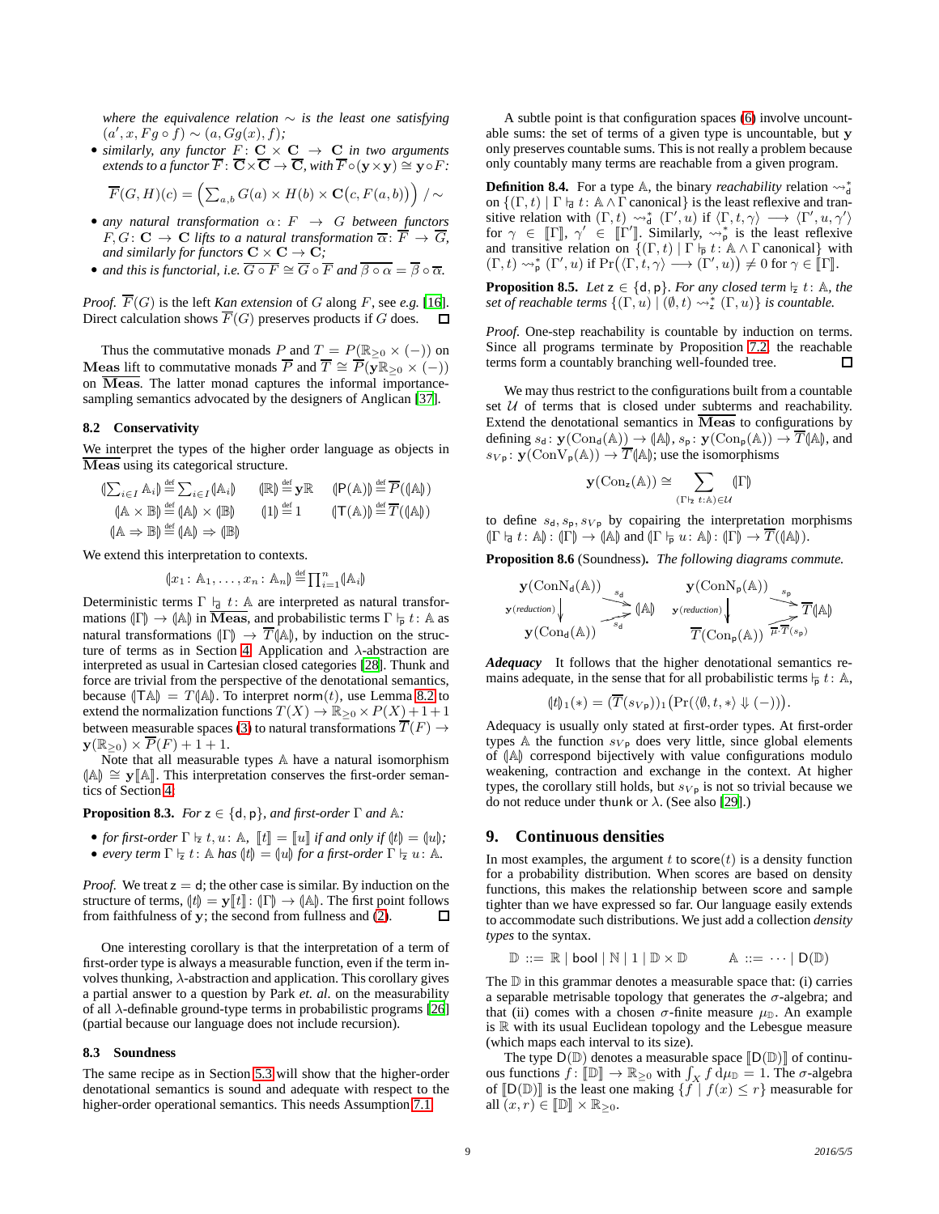*where the equivalence relation $\sim$ is the least one satisfying $(a', x, Fg \circ f) \sim (a, Gg(x), f)$;*

- *similarly, any functor $F\colon \mathbf{C} \times \mathbf{C} \to \mathbf{C}$ in two arguments extends to a functor $\overline{F}\colon \overline{\mathbf{C}} \times \overline{\mathbf{C}} \to \overline{\mathbf{C}}$, with $\overline{F} \circ (\mathbf{y} \times \mathbf{y}) \cong \mathbf{y} \circ F$:*

$$\overline{F}(G, H)(c) = \Big( \textstyle\sum_{a,b} G(a) \times H(b) \times \mathbf{C}\big(c, F(a,b)\big) \Big) / \sim$$

- *any natural transformation $\alpha\colon F \to G$ between functors $F, G\colon \mathbf{C} \to \mathbf{C}$ lifts to a natural transformation $\overline{\alpha}\colon \overline{F} \to \overline{G}$, and similarly for functors $\mathbf{C} \times \mathbf{C} \to \mathbf{C}$;*
- *and this is functorial, i.e. $\overline{G \circ F} \cong \overline{G} \circ \overline{F}$ and $\overline{\beta \circ \alpha} = \overline{\beta} \circ \overline{\alpha}$.*

*Proof.* $\overline{F}(G)$ is the left *Kan extension* of $G$ along $F$, see *e.g.* [16]. Direct calculation shows $\overline{F}(G)$ preserves products if $G$ does. □

Thus the commutative monads $P$ and $T = P(\mathbb{R}_{\geq 0} \times (-))$ on $\mathbf{Meas}$ lift to commutative monads $\overline{P}$ and $\overline{T} \cong \overline{P}(\mathbf{y}\mathbb{R}_{\geq 0} \times (-))$ on $\overline{\mathbf{Meas}}$. The latter monad captures the informal importance-sampling semantics advocated by the designers of Anglican [37].

### 8.2 Conservativity

We interpret the types of the higher order language as objects in $\overline{\mathbf{Meas}}$ using its categorical structure.

$$\begin{aligned}
&(\!|\textstyle\sum_{i \in I} \mathbb{A}_i|\!) \stackrel{\text{def}}{=} \textstyle\sum_{i \in I} (\!|\mathbb{A}_i|\!) && (\!|\mathbb{R}|\!) \stackrel{\text{def}}{=} \mathbf{y}\mathbb{R} && (\!|\mathsf{P}(\mathbb{A})|\!) \stackrel{\text{def}}{=} \overline{P}((\!|\mathbb{A}|\!)) \\
&(\!|\mathbb{A} \times \mathbb{B}|\!) \stackrel{\text{def}}{=} (\!|\mathbb{A}|\!) \times (\!|\mathbb{B}|\!) && (\!|1|\!) \stackrel{\text{def}}{=} 1 && (\!|\mathsf{T}(\mathbb{A})|\!) \stackrel{\text{def}}{=} \overline{T}((\!|\mathbb{A}|\!)) \\
&(\!|\mathbb{A} \Rightarrow \mathbb{B}|\!) \stackrel{\text{def}}{=} (\!|\mathbb{A}|\!) \Rightarrow (\!|\mathbb{B}|\!)
\end{aligned}$$

We extend this interpretation to contexts.

$$(\!|x_1\colon \mathbb{A}_1, \ldots, x_n\colon \mathbb{A}_n|\!) \stackrel{\text{def}}{=} \textstyle\prod_{i=1}^n (\!|\mathbb{A}_i|\!)$$

Deterministic terms $\Gamma \vdash_{\mathsf{d}} t\colon \mathbb{A}$ are interpreted as natural transformations $(\!|\Gamma|\!) \to (\!|\mathbb{A}|\!)$ in $\overline{\mathbf{Meas}}$, and probabilistic terms $\Gamma \vdash_{\mathsf{p}} t\colon \mathbb{A}$ as natural transformations $(\!|\Gamma|\!) \to \overline{T}(\!|\mathbb{A}|\!)$, by induction on the structure of terms as in Section 4. Application and $\lambda$-abstraction are interpreted as usual in Cartesian closed categories [28]. Thunk and force are trivial from the perspective of the denotational semantics, because $(\!|\mathsf{T}\mathbb{A}|\!) = T(\!|\mathbb{A}|\!)$. To interpret $\mathsf{norm}(t)$, use Lemma 8.2 to extend the normalization functions $T(X) \to \mathbb{R}_{\geq 0} \times P(X) + 1 + 1$ between measurable spaces (3) to natural transformations $\overline{T}(F) \to \mathbf{y}(\mathbb{R}_{\geq 0}) \times \overline{P}(F) + 1 + 1$.

Note that all measurable types $\mathbb{A}$ have a natural isomorphism $(\!|\mathbb{A}|\!) \cong \mathbf{y}[\![\mathbb{A}]\!]$. This interpretation conserves the first-order semantics of Section 4:

**Proposition 8.3.** *For $\mathsf{z} \in \{\mathsf{d}, \mathsf{p}\}$, and first-order $\Gamma$ and $\mathbb{A}$:*

- *for first-order $\Gamma \vdash_{\mathsf{z}} t, u\colon \mathbb{A}$, $[\![t]\!] = [\![u]\!]$ if and only if $(\!|t|\!) = (\!|u|\!)$;*
- *every term $\Gamma \vdash_{\mathsf{z}} t\colon \mathbb{A}$ has $(\!|t|\!) = (\!|u|\!)$ for a first-order $\Gamma \vdash_{\mathsf{z}} u\colon \mathbb{A}$.*

*Proof.* We treat $\mathsf{z} = \mathsf{d}$; the other case is similar. By induction on the structure of terms, $(\!|t|\!) = \mathbf{y}[\![t]\!]\colon (\!|\Gamma|\!) \to (\!|\mathbb{A}|\!)$. The first point follows from faithfulness of $\mathbf{y}$; the second from fullness and (2). □

One interesting corollary is that the interpretation of a term of first-order type is always a measurable function, even if the term involves thunking, $\lambda$-abstraction and application. This corollary gives a partial answer to a question by Park *et. al.* on the measurability of all $\lambda$-definable ground-type terms in probabilistic programs [26] (partial because our language does not include recursion).

### 8.3 Soundness

The same recipe as in Section 5.3 will show that the higher-order denotational semantics is sound and adequate with respect to the higher-order operational semantics. This needs Assumption 7.1.

A subtle point is that configuration spaces (6) involve uncountable sums: the set of terms of a given type is uncountable, but $\mathbf{y}$ only preserves countable sums. This is not really a problem because only countably many terms are reachable from a given program.

**Definition 8.4.** For a type $\mathbb{A}$, the binary *reachability* relation $\rightsquigarrow_{\mathsf{d}}^*$ on $\{(\Gamma, t) \mid \Gamma \vdash_{\mathsf{d}} t\colon \mathbb{A} \wedge \Gamma \text{ canonical}\}$ is the least reflexive and transitive relation with $(\Gamma, t) \rightsquigarrow_{\mathsf{d}}^* (\Gamma', u)$ if $\langle \Gamma, t, \gamma \rangle \longrightarrow \langle \Gamma', u, \gamma' \rangle$ for $\gamma \in [\![\Gamma]\!]$, $\gamma' \in [\![\Gamma']\!]$. Similarly, $\rightsquigarrow_{\mathsf{p}}^*$ is the least reflexive and transitive relation on $\{(\Gamma, t) \mid \Gamma \vdash_{\mathsf{p}} t\colon \mathbb{A} \wedge \Gamma \text{ canonical}\}$ with $(\Gamma, t) \rightsquigarrow_{\mathsf{p}}^* (\Gamma', u)$ if $\Pr\big(\langle \Gamma, t, \gamma \rangle \longrightarrow (\Gamma', u)\big) \neq 0$ for $\gamma \in [\![\Gamma]\!]$.

**Proposition 8.5.** *Let $\mathsf{z} \in \{\mathsf{d}, \mathsf{p}\}$. For any closed term $\vdash_{\mathsf{z}} t\colon \mathbb{A}$, the set of reachable terms $\{(\Gamma, u) \mid (\emptyset, t) \rightsquigarrow_{\mathsf{z}}^* (\Gamma, u)\}$ is countable.*

*Proof.* One-step reachability is countable by induction on terms. Since all programs terminate by Proposition 7.2, the reachable terms form a countably branching well-founded tree. □

We may thus restrict to the configurations built from a countable set $\mathcal{U}$ of terms that is closed under subterms and reachability. Extend the denotational semantics in $\overline{\mathbf{Meas}}$ to configurations by defining $s_{\mathsf{d}}\colon \mathbf{y}(\mathrm{Con}_{\mathsf{d}}(\mathbb{A})) \to (\!|\mathbb{A}|\!)$, $s_{\mathsf{p}}\colon \mathbf{y}(\mathrm{Con}_{\mathsf{p}}(\mathbb{A})) \to \overline{T}(\!|\mathbb{A}|\!)$, and $s_{V\mathsf{p}}\colon \mathbf{y}(\mathrm{ConV}_{\mathsf{p}}(\mathbb{A})) \to \overline{T}(\!|\mathbb{A}|\!)$; use the isomorphisms

$$\mathbf{y}(\mathrm{Con}_{\mathsf{z}}(\mathbb{A})) \cong \sum_{(\Gamma \vdash_{\mathsf{z}} t:\mathbb{A}) \in \mathcal{U}} (\!|\Gamma|\!)$$

to define $s_{\mathsf{d}}, s_{\mathsf{p}}, s_{V\mathsf{p}}$ by copairing the interpretation morphisms $(\!|\Gamma \vdash_{\mathsf{d}} t\colon \mathbb{A}|\!)\colon (\!|\Gamma|\!) \to (\!|\mathbb{A}|\!)$ and $(\!|\Gamma \vdash_{\mathsf{p}} u\colon \mathbb{A}|\!)\colon (\!|\Gamma|\!) \to \overline{T}((\!|\mathbb{A}|\!))$.

**Proposition 8.6** (Soundness)**.** *The following diagrams commute.*

$$\begin{array}{ccc}
\mathbf{y}(\mathrm{ConN}_{\mathsf{d}}(\mathbb{A})) & \xrightarrow{s_{\mathsf{d}}} & (\!|\mathbb{A}|\!) \\
\downarrow{\scriptstyle \mathbf{y}(reduction)} & \nearrow_{s_{\mathsf{d}}} & \\
\mathbf{y}(\mathrm{Con}_{\mathsf{d}}(\mathbb{A})) & &
\end{array}
\qquad
\begin{array}{ccc}
\mathbf{y}(\mathrm{ConN}_{\mathsf{p}}(\mathbb{A})) & \xrightarrow{s_{\mathsf{p}}} & \overline{T}(\!|\mathbb{A}|\!) \\
\downarrow{\scriptstyle \mathbf{y}(reduction)} & \nearrow_{\mu \cdot \overline{T}(s_{\mathsf{p}})} & \\
\overline{T}(\mathrm{Con}_{\mathsf{p}}(\mathbb{A})) & &
\end{array}$$

***Adequacy*** It follows that the higher denotational semantics remains adequate, in the sense that for all probabilistic terms $\vdash_{\mathsf{p}} t\colon \mathbb{A}$,

$$(\!|t|\!)_1(*) = (\overline{T}(s_{V\mathsf{p}}))_1\big(\Pr(\langle \emptyset, t, * \rangle \Downarrow (-))\big).$$

Adequacy is usually only stated at first-order types. At first-order types $\mathbb{A}$ the function $s_{V\mathsf{p}}$ does very little, since global elements of $(\!|\mathbb{A}|\!)$ correspond bijectively with value configurations modulo weakening, contraction and exchange in the context. At higher types, the corollary still holds, but $s_{V\mathsf{p}}$ is not so trivial because we do not reduce under $\mathsf{thunk}$ or $\lambda$. (See also [29].)

## 9. Continuous densities

In most examples, the argument $t$ to $\mathsf{score}(t)$ is a density function for a probability distribution. When scores are based on density functions, this makes the relationship between $\mathsf{score}$ and $\mathsf{sample}$ tighter than we have expressed so far. Our language easily extends to accommodate such distributions. We just add a collection *density types* to the syntax.

$$\mathbb{D} ::= \mathbb{R} \mid \mathsf{bool} \mid \mathbb{N} \mid 1 \mid \mathbb{D} \times \mathbb{D} \qquad \mathbb{A} ::= \cdots \mid \mathsf{D}(\mathbb{D})$$

The $\mathbb{D}$ in this grammar denotes a measurable space that: (i) carries a separable metrisable topology that generates the $\sigma$-algebra; and that (ii) comes with a chosen $\sigma$-finite measure $\mu_{\mathbb{D}}$. An example is $\mathbb{R}$ with its usual Euclidean topology and the Lebesgue measure (which maps each interval to its size).

The type $\mathsf{D}(\mathbb{D})$ denotes a measurable space $[\![\mathsf{D}(\mathbb{D})]\!]$ of continuous functions $f\colon [\![\mathbb{D}]\!] \to \mathbb{R}_{\geq 0}$ with $\int_X f \, \mathrm{d}\mu_{\mathbb{D}} = 1$. The $\sigma$-algebra of $[\![\mathsf{D}(\mathbb{D})]\!]$ is the least one making $\{f \mid f(x) \leq r\}$ measurable for all $(x, r) \in [\![\mathbb{D}]\!] \times \mathbb{R}_{\geq 0}$.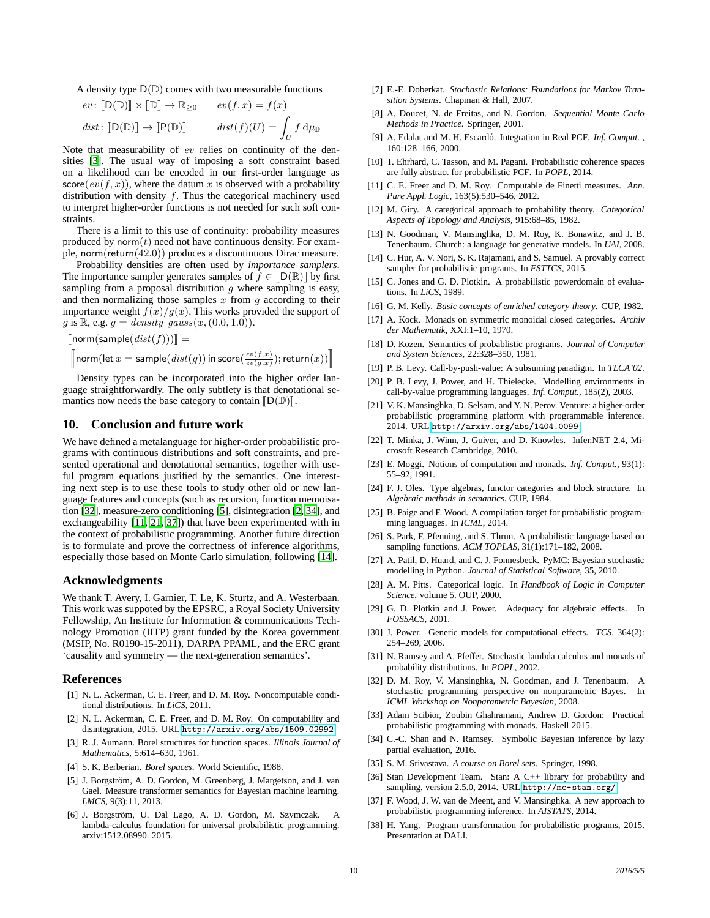A density type $\mathsf{D}(\mathbb{D})$ comes with two measurable functions

$$ev\colon [\![\mathsf{D}(\mathbb{D})]\!] \times [\![\mathbb{D}]\!] \to \mathbb{R}_{\geq 0} \qquad ev(f, x) = f(x)$$

$$dist\colon [\![\mathsf{D}(\mathbb{D})]\!] \to [\![\mathsf{P}(\mathbb{D})]\!] \qquad dist(f)(U) = \int_U f \, \mathrm{d}\mu_{\mathbb{D}}$$

Note that measurability of $ev$ relies on continuity of the densities [3]. The usual way of imposing a soft constraint based on a likelihood can be encoded in our first-order language as $\mathsf{score}(ev(f, x))$, where the datum $x$ is observed with a probability distribution with density $f$. Thus the categorical machinery used to interpret higher-order functions is not needed for such soft constraints.

There is a limit to this use of continuity: probability measures produced by $\mathsf{norm}(t)$ need not have continuous density. For example, $\mathsf{norm}(\mathsf{return}(42.0))$ produces a discontinuous Dirac measure.

Probability densities are often used by *importance samplers*. The importance sampler generates samples of $f \in [\![\mathsf{D}(\mathbb{R})]\!]$ by first sampling from a proposal distribution $g$ where sampling is easy, and then normalizing those samples $x$ from $g$ according to their importance weight $f(x)/g(x)$. This works provided the support of $g$ is $\mathbb{R}$, e.g. $g = density\_gauss(x, (0.0, 1.0))$.

$$[\![\mathsf{norm}(\mathsf{sample}(dist(f)))]\!] =$$

$$\left[\!\!\left[\mathsf{norm}(\mathsf{let}\ x = \mathsf{sample}(dist(g))\ \mathsf{in}\ \mathsf{score}(\tfrac{ev(f,x)}{ev(g,x)}); \mathsf{return}(x))\right]\!\!\right]$$

Density types can be incorporated into the higher order language straightforwardly. The only subtlety is that denotational semantics now needs the base category to contain $[\![\mathsf{D}(\mathbb{D})]\!]$.

## 10. Conclusion and future work

We have defined a metalanguage for higher-order probabilistic programs with continuous distributions and soft constraints, and presented operational and denotational semantics, together with useful program equations justified by the semantics. One interesting next step is to use these tools to study other old or new language features and concepts (such as recursion, function memoisation [32], measure-zero conditioning [5], disintegration [2, 34], and exchangeability [11, 21, 37]) that have been experimented with in the context of probabilistic programming. Another future direction is to formulate and prove the correctness of inference algorithms, especially those based on Monte Carlo simulation, following [14].

## Acknowledgments

We thank T. Avery, I. Garnier, T. Le, K. Sturtz, and A. Westerbaan. This work was suppoted by the EPSRC, a Royal Society University Fellowship, An Institute for Information & communications Technology Promotion (IITP) grant funded by the Korea government (MSIP, No. R0190-15-2011), DARPA PPAML, and the ERC grant ‘causality and symmetry — the next-generation semantics’.

## References

[1] N. L. Ackerman, C. E. Freer, and D. M. Roy. Noncomputable conditional distributions. In *LiCS*, 2011.

[2] N. L. Ackerman, C. E. Freer, and D. M. Roy. On computability and disintegration, 2015. URL http://arxiv.org/abs/1509.02992.

[3] R. J. Aumann. Borel structures for function spaces. *Illinois Journal of Mathematics*, 5:614–630, 1961.

[4] S. K. Berberian. *Borel spaces*. World Scientific, 1988.

[5] J. Borgström, A. D. Gordon, M. Greenberg, J. Margetson, and J. van Gael. Measure transformer semantics for Bayesian machine learning. *LMCS*, 9(3):11, 2013.

[6] J. Borgström, U. Dal Lago, A. D. Gordon, M. Szymczak. A lambda-calculus foundation for universal probabilistic programming. arxiv:1512.08990. 2015.

[7] E.-E. Doberkat. *Stochastic Relations: Foundations for Markov Transition Systems*. Chapman & Hall, 2007.

[8] A. Doucet, N. de Freitas, and N. Gordon. *Sequential Monte Carlo Methods in Practice*. Springer, 2001.

[9] A. Edalat and M. H. Escardó. Integration in Real PCF. *Inf. Comput.*, 160:128–166, 2000.

[10] T. Ehrhard, C. Tasson, and M. Pagani. Probabilistic coherence spaces are fully abstract for probabilistic PCF. In *POPL*, 2014.

[11] C. E. Freer and D. M. Roy. Computable de Finetti measures. *Ann. Pure Appl. Logic*, 163(5):530–546, 2012.

[12] M. Giry. A categorical approach to probability theory. *Categorical Aspects of Topology and Analysis*, 915:68–85, 1982.

[13] N. Goodman, V. Mansinghka, D. M. Roy, K. Bonawitz, and J. B. Tenenbaum. Church: a language for generative models. In *UAI*, 2008.

[14] C. Hur, A. V. Nori, S. K. Rajamani, and S. Samuel. A provably correct sampler for probabilistic programs. In *FSTTCS*, 2015.

[15] C. Jones and G. D. Plotkin. A probabilistic powerdomain of evaluations. In *LiCS*, 1989.

[16] G. M. Kelly. *Basic concepts of enriched category theory*. CUP, 1982.

[17] A. Kock. Monads on symmetric monoidal closed categories. *Archiv der Mathematik*, XXI:1–10, 1970.

[18] D. Kozen. Semantics of probablistic programs. *Journal of Computer and System Sciences*, 22:328–350, 1981.

[19] P. B. Levy. Call-by-push-value: A subsuming paradigm. In *TLCA'02*.

[20] P. B. Levy, J. Power, and H. Thielecke. Modelling environments in call-by-value programming languages. *Inf. Comput.*, 185(2), 2003.

[21] V. K. Mansinghka, D. Selsam, and Y. N. Perov. Venture: a higher-order probabilistic programming platform with programmable inference. 2014. URL http://arxiv.org/abs/1404.0099.

[22] T. Minka, J. Winn, J. Guiver, and D. Knowles. Infer.NET 2.4, Microsoft Research Cambridge, 2010.

[23] E. Moggi. Notions of computation and monads. *Inf. Comput.*, 93(1): 55–92, 1991.

[24] F. J. Oles. Type algebras, functor categories and block structure. In *Algebraic methods in semantics*. CUP, 1984.

[25] B. Paige and F. Wood. A compilation target for probabilistic programming languages. In *ICML*, 2014.

[26] S. Park, F. Pfenning, and S. Thrun. A probabilistic language based on sampling functions. *ACM TOPLAS*, 31(1):171–182, 2008.

[27] A. Patil, D. Huard, and C. J. Fonnesbeck. PyMC: Bayesian stochastic modelling in Python. *Journal of Statistical Software*, 35, 2010.

[28] A. M. Pitts. Categorical logic. In *Handbook of Logic in Computer Science*, volume 5. OUP, 2000.

[29] G. D. Plotkin and J. Power. Adequacy for algebraic effects. In *FOSSACS*, 2001.

[30] J. Power. Generic models for computational effects. *TCS*, 364(2): 254–269, 2006.

[31] N. Ramsey and A. Pfeffer. Stochastic lambda calculus and monads of probability distributions. In *POPL*, 2002.

[32] D. M. Roy, V. Mansinghka, N. Goodman, and J. Tenenbaum. A stochastic programming perspective on nonparametric Bayes. In *ICML Workshop on Nonparametric Bayesian*, 2008.

[33] Adam Scibior, Zoubin Ghahramani, Andrew D. Gordon: Practical probabilistic programming with monads. Haskell 2015.

[34] C.-C. Shan and N. Ramsey. Symbolic Bayesian inference by lazy partial evaluation, 2016.

[35] S. M. Srivastava. *A course on Borel sets*. Springer, 1998.

[36] Stan Development Team. Stan: A C++ library for probability and sampling, version 2.5.0, 2014. URL http://mc-stan.org/.

[37] F. Wood, J. W. van de Meent, and V. Mansinghka. A new approach to probabilistic programming inference. In *AISTATS*, 2014.

[38] H. Yang. Program transformation for probabilistic programs, 2015. Presentation at DALI.